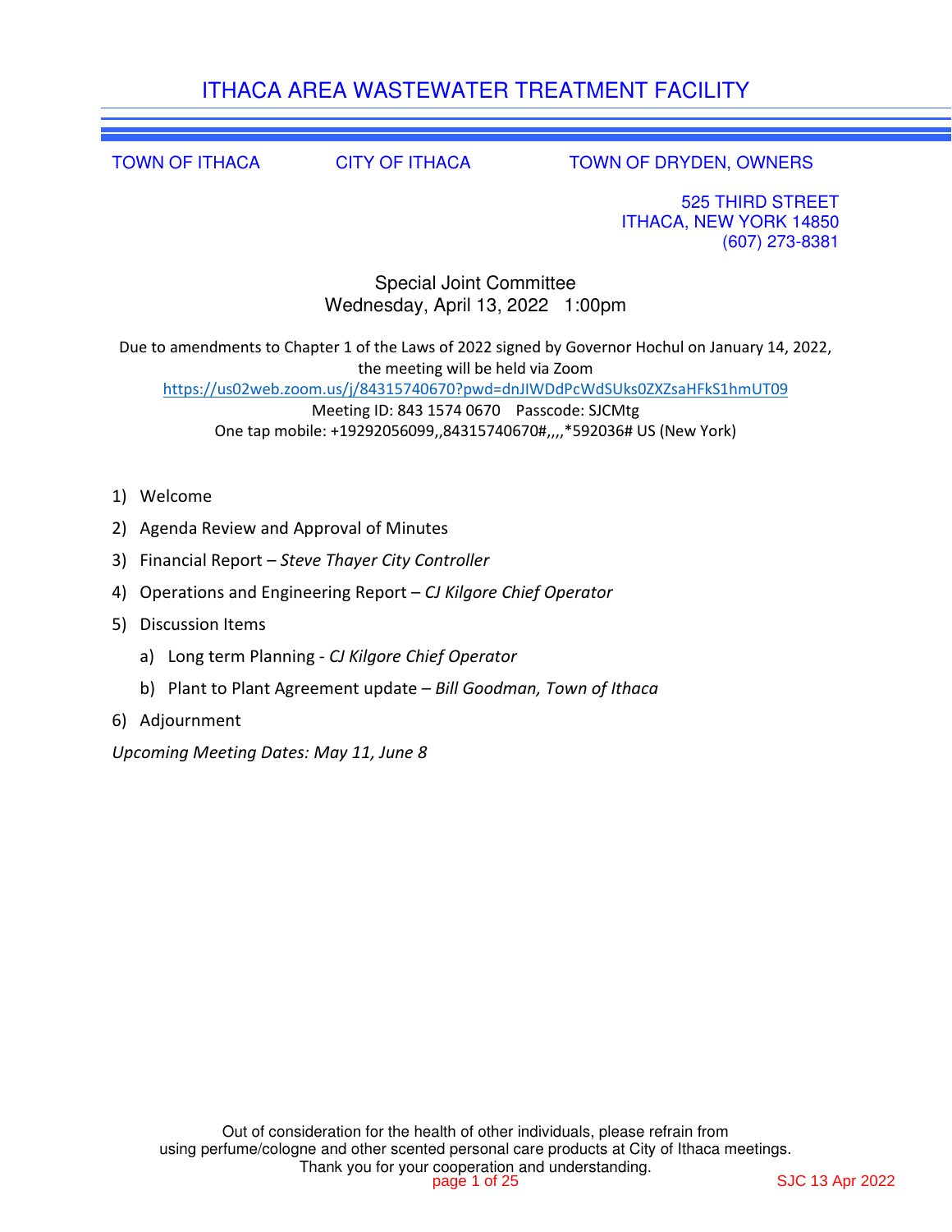# ITHACA AREA WASTEWATER TREATMENT FACILITY

TOWN OF ITHACA    CITY OF ITHACA    TOWN OF DRYDEN, OWNERS

525 THIRD STREET
ITHACA, NEW YORK 14850
(607) 273-8381

## Special Joint Committee
### Wednesday, April 13, 2022 1:00pm

Due to amendments to Chapter 1 of the Laws of 2022 signed by Governor Hochul on January 14, 2022, the meeting will be held via Zoom
https://us02web.zoom.us/j/84315740670?pwd=dnJIWDdPcWdSUks0ZXZsaHFkS1hmUT09
Meeting ID: 843 1574 0670 Passcode: SJCMtg
One tap mobile: +19292056099,,84315740670#,,,,*592036# US (New York)

1) Welcome
2) Agenda Review and Approval of Minutes
3) Financial Report – *Steve Thayer City Controller*
4) Operations and Engineering Report – *CJ Kilgore Chief Operator*
5) Discussion Items
   a) Long term Planning - *CJ Kilgore Chief Operator*
   b) Plant to Plant Agreement update – *Bill Goodman, Town of Ithaca*
6) Adjournment

*Upcoming Meeting Dates: May 11, June 8*

Out of consideration for the health of other individuals, please refrain from using perfume/cologne and other scented personal care products at City of Ithaca meetings. Thank you for your cooperation and understanding.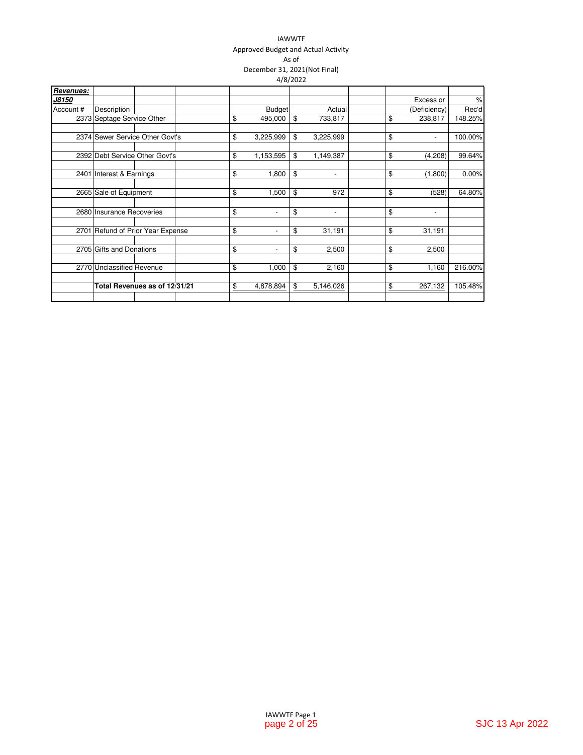IAWWTF

Approved Budget and Actual Activity

As of

December 31, 2021(Not Final)

4/8/2022

| ***Revenues:*** | | | | |
|---|---|---|---|---|
| ***J8150*** | | | | |
| Account # | Description | Budget | Actual | Excess or (Deficiency) | % Rec'd |
| 2373 | Septage Service Other | $ 495,000 | $ 733,817 | $ 238,817 | 148.25% |
| 2374 | Sewer Service Other Govt's | $ 3,225,999 | $ 3,225,999 | $ - | 100.00% |
| 2392 | Debt Service Other Govt's | $ 1,153,595 | $ 1,149,387 | $ (4,208) | 99.64% |
| 2401 | Interest & Earnings | $ 1,800 | $ - | $ (1,800) | 0.00% |
| 2665 | Sale of Equipment | $ 1,500 | $ 972 | $ (528) | 64.80% |
| 2680 | Insurance Recoveries | $ - | $ - | $ - | |
| 2701 | Refund of Prior Year Expense | $ - | $ 31,191 | $ 31,191 | |
| 2705 | Gifts and Donations | $ - | $ 2,500 | $ 2,500 | |
| 2770 | Unclassified Revenue | $ 1,000 | $ 2,160 | $ 1,160 | 216.00% |
| | **Total Revenues as of 12/31/21** | $ 4,878,894 | $ 5,146,026 | $ 267,132 | 105.48% |

IAWWTF Page 1

SJC 13 Apr 2022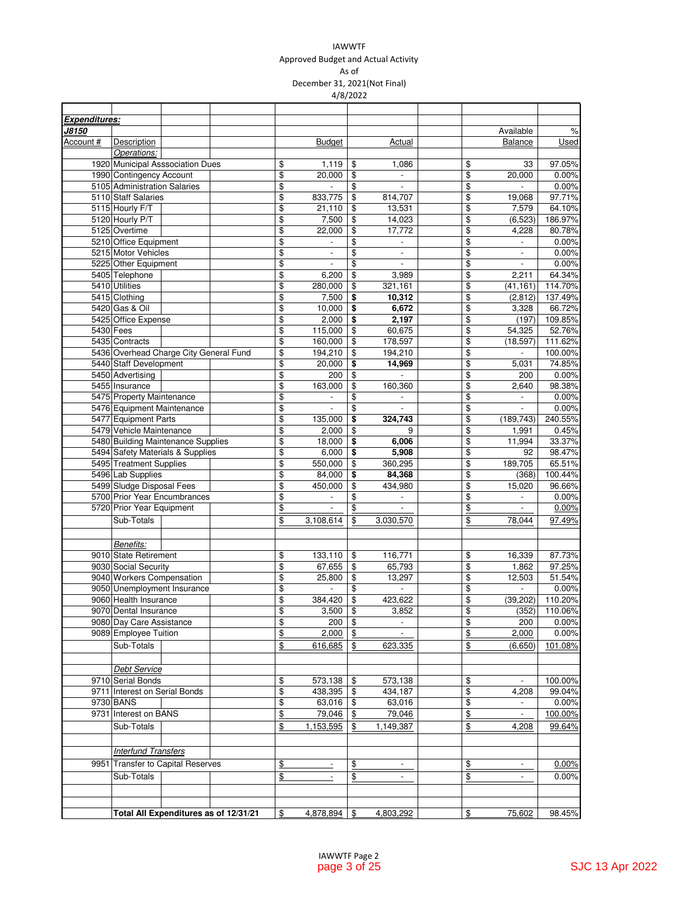IAWWTF
Approved Budget and Actual Activity
As of
December 31, 2021(Not Final)
4/8/2022

| Account # | Description | Budget | Actual | Available Balance | % Used |
|---|---|---|---|---|---|
| ***Expenditures:*** | | | | | |
| ***J8150*** | | | | | |
| | *Operations:* | | | | |
| 1920 | Municipal Asssociation Dues | $ 1,119 | $ 1,086 | $ 33 | 97.05% |
| 1990 | Contingency Account | $ 20,000 | $ - | $ 20,000 | 0.00% |
| 5105 | Administration Salaries | $ - | $ - | $ - | 0.00% |
| 5110 | Staff Salaries | $ 833,775 | $ 814,707 | $ 19,068 | 97.71% |
| 5115 | Hourly F/T | $ 21,110 | $ 13,531 | $ 7,579 | 64.10% |
| 5120 | Hourly P/T | $ 7,500 | $ 14,023 | $ (6,523) | 186.97% |
| 5125 | Overtime | $ 22,000 | $ 17,772 | $ 4,228 | 80.78% |
| 5210 | Office Equipment | $ - | $ - | $ - | 0.00% |
| 5215 | Motor Vehicles | $ - | $ - | $ - | 0.00% |
| 5225 | Other Equipment | $ - | $ - | $ - | 0.00% |
| 5405 | Telephone | $ 6,200 | $ 3,989 | $ 2,211 | 64.34% |
| 5410 | Utilities | $ 280,000 | $ 321,161 | $ (41,161) | 114.70% |
| 5415 | Clothing | $ 7,500 | **$ 10,312** | $ (2,812) | 137.49% |
| 5420 | Gas & Oil | $ 10,000 | **$ 6,672** | $ 3,328 | 66.72% |
| 5425 | Office Expense | $ 2,000 | **$ 2,197** | $ (197) | 109.85% |
| 5430 | Fees | $ 115,000 | $ 60,675 | $ 54,325 | 52.76% |
| 5435 | Contracts | $ 160,000 | $ 178,597 | $ (18,597) | 111.62% |
| 5436 | Overhead Charge City General Fund | $ 194,210 | $ 194,210 | $ - | 100.00% |
| 5440 | Staff Development | $ 20,000 | **$ 14,969** | $ 5,031 | 74.85% |
| 5450 | Advertising | $ 200 | $ - | $ 200 | 0.00% |
| 5455 | Insurance | $ 163,000 | $ 160,360 | $ 2,640 | 98.38% |
| 5475 | Property Maintenance | $ - | $ - | $ - | 0.00% |
| 5476 | Equipment Maintenance | $ - | $ - | $ - | 0.00% |
| 5477 | Equipment Parts | $ 135,000 | **$ 324,743** | $ (189,743) | 240.55% |
| 5479 | Vehicle Maintenance | $ 2,000 | $ 9 | $ 1,991 | 0.45% |
| 5480 | Building Maintenance Supplies | $ 18,000 | **$ 6,006** | $ 11,994 | 33.37% |
| 5494 | Safety Materials & Supplies | $ 6,000 | **$ 5,908** | $ 92 | 98.47% |
| 5495 | Treatment Supplies | $ 550,000 | $ 360,295 | $ 189,705 | 65.51% |
| 5496 | Lab Supplies | $ 84,000 | **$ 84,368** | $ (368) | 100.44% |
| 5499 | Sludge Disposal Fees | $ 450,000 | $ 434,980 | $ 15,020 | 96.66% |
| 5700 | Prior Year Encumbrances | $ - | $ - | $ - | 0.00% |
| 5720 | Prior Year Equipment | $ - | $ - | $ - | 0.00% |
| | Sub-Totals | $ 3,108,614 | $ 3,030,570 | $ 78,044 | 97.49% |
| | | | | | |
| | *Benefits:* | | | | |
| 9010 | State Retirement | $ 133,110 | $ 116,771 | $ 16,339 | 87.73% |
| 9030 | Social Security | $ 67,655 | $ 65,793 | $ 1,862 | 97.25% |
| 9040 | Workers Compensation | $ 25,800 | $ 13,297 | $ 12,503 | 51.54% |
| 9050 | Unemployment Insurance | $ - | $ - | $ - | 0.00% |
| 9060 | Health Insurance | $ 384,420 | $ 423,622 | $ (39,202) | 110.20% |
| 9070 | Dental Insurance | $ 3,500 | $ 3,852 | $ (352) | 110.06% |
| 9080 | Day Care Assistance | $ 200 | $ - | $ 200 | 0.00% |
| 9089 | Employee Tuition | $ 2,000 | $ - | $ 2,000 | 0.00% |
| | Sub-Totals | $ 616,685 | $ 623,335 | $ (6,650) | 101.08% |
| | | | | | |
| | *Debt Service* | | | | |
| 9710 | Serial Bonds | $ 573,138 | $ 573,138 | $ - | 100.00% |
| 9711 | Interest on Serial Bonds | $ 438,395 | $ 434,187 | $ 4,208 | 99.04% |
| 9730 | BANS | $ 63,016 | $ 63,016 | $ - | 0.00% |
| 9731 | Interest on BANS | $ 79,046 | $ 79,046 | $ - | 100.00% |
| | Sub-Totals | $ 1,153,595 | $ 1,149,387 | $ 4,208 | 99.64% |
| | | | | | |
| | *Interfund Transfers* | | | | |
| 9951 | Transfer to Capital Reserves | $ - | $ - | $ - | 0.00% |
| | Sub-Totals | $ - | $ - | $ - | 0.00% |
| | | | | | |
| | **Total All Expenditures as of 12/31/21** | $ 4,878,894 | $ 4,803,292 | $ 75,602 | 98.45% |

IAWWTF Page 2

SJC 13 Apr 2022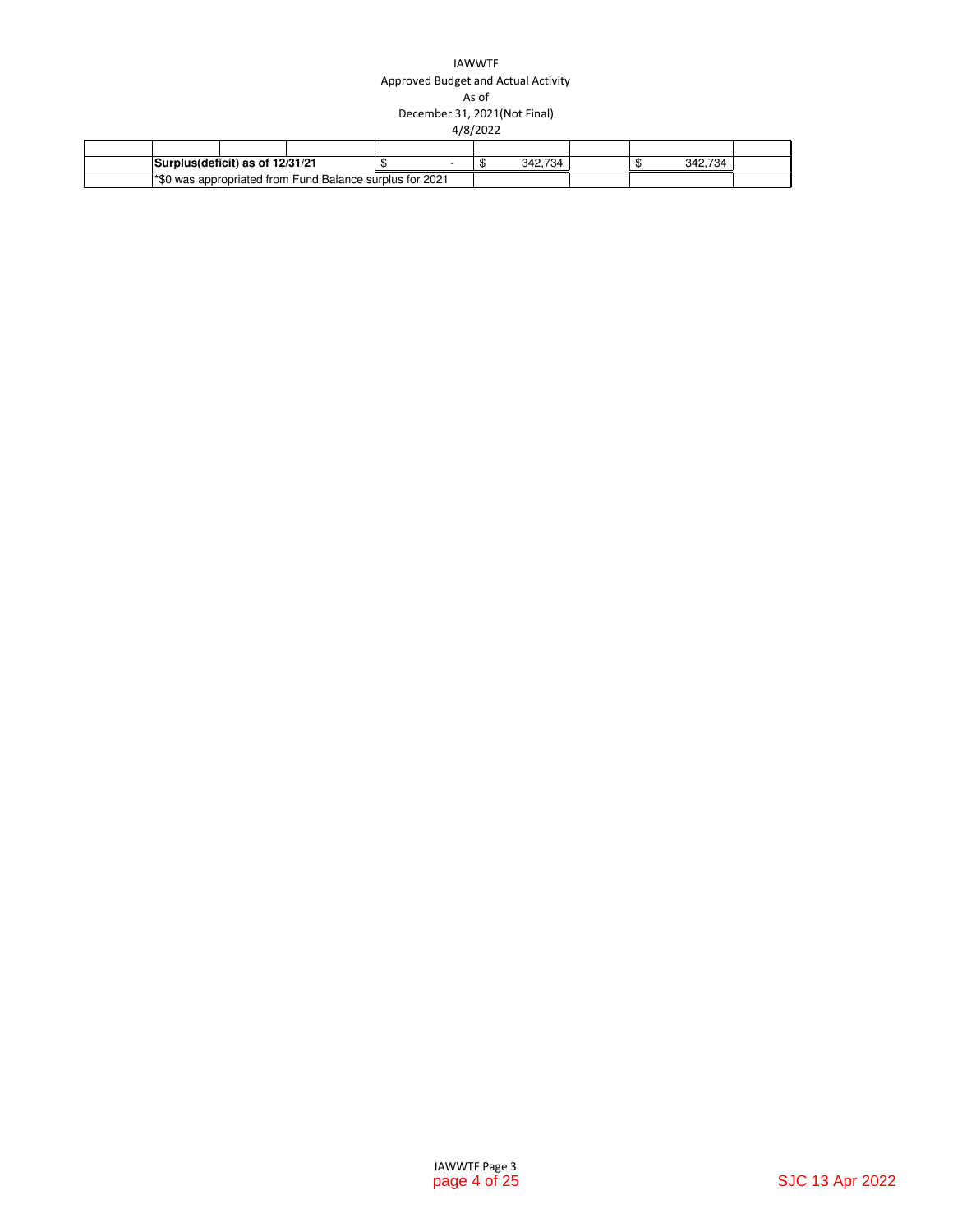IAWWTF
Approved Budget and Actual Activity
As of
December 31, 2021(Not Final)
4/8/2022

| | | | | | | | | |
|---|---|---|---|---|---|---|---|---|
| | **Surplus(deficit) as of 12/31/21** | | | $ - | $ 342,734 | | $ 342,734 | |
| | *$0 was appropriated from Fund Balance surplus for 2021 | | | | | | | |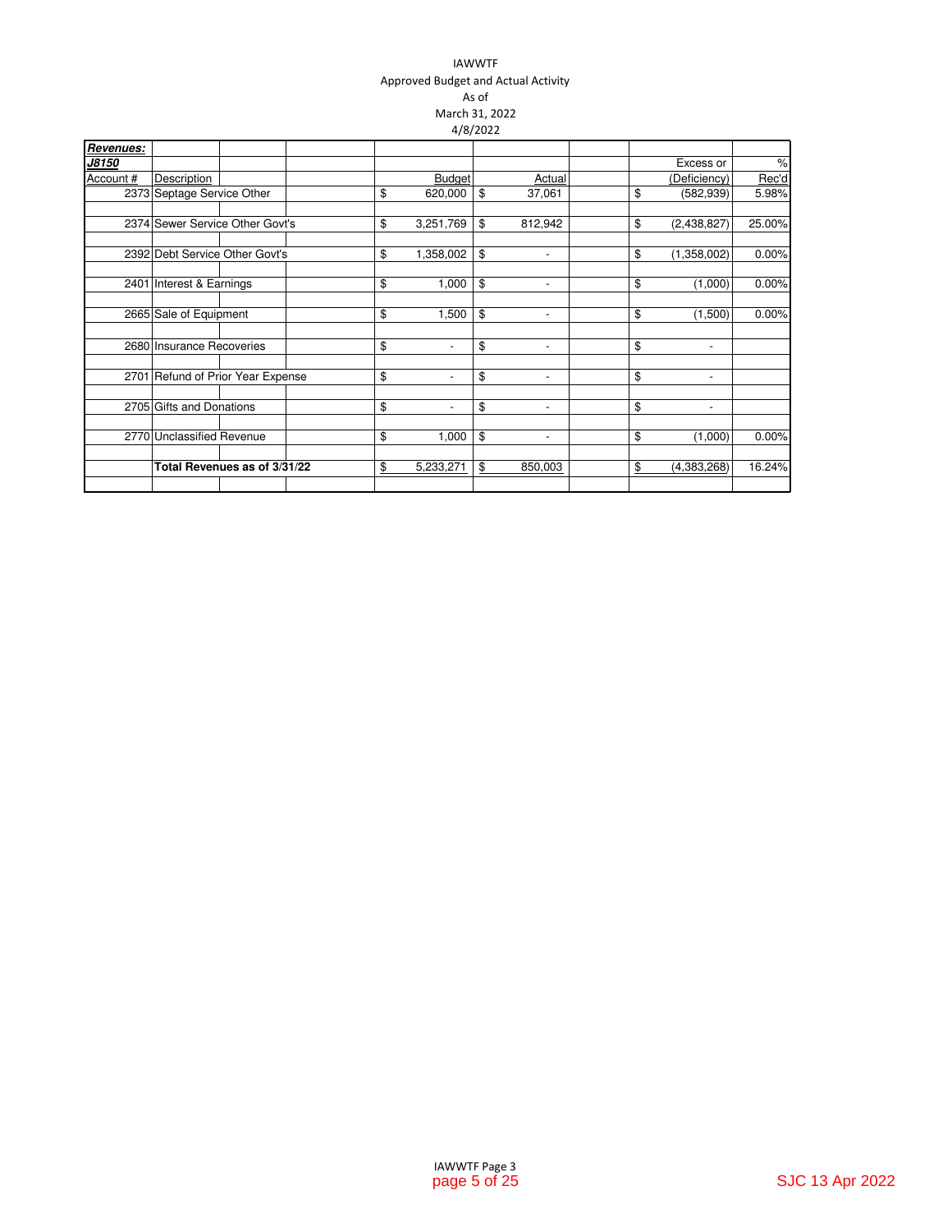IAWWTF
Approved Budget and Actual Activity
As of
March 31, 2022
4/8/2022

| ***Revenues:*** | | | | |
|---|---|---|---|---|
| ***J8150*** | | | Excess or | % |
| Account # | Description | Budget | Actual | (Deficiency) | Rec'd |
| 2373 | Septage Service Other | $ 620,000 | $ 37,061 | $ (582,939) | 5.98% |
| 2374 | Sewer Service Other Govt's | $ 3,251,769 | $ 812,942 | $ (2,438,827) | 25.00% |
| 2392 | Debt Service Other Govt's | $ 1,358,002 | $ - | $ (1,358,002) | 0.00% |
| 2401 | Interest & Earnings | $ 1,000 | $ - | $ (1,000) | 0.00% |
| 2665 | Sale of Equipment | $ 1,500 | $ - | $ (1,500) | 0.00% |
| 2680 | Insurance Recoveries | $ - | $ - | $ - | |
| 2701 | Refund of Prior Year Expense | $ - | $ - | $ - | |
| 2705 | Gifts and Donations | $ - | $ - | $ - | |
| 2770 | Unclassified Revenue | $ 1,000 | $ - | $ (1,000) | 0.00% |
| | **Total Revenues as of 3/31/22** | $ 5,233,271 | $ 850,003 | $ (4,383,268) | 16.24% |

IAWWTF Page 3

SJC 13 Apr 2022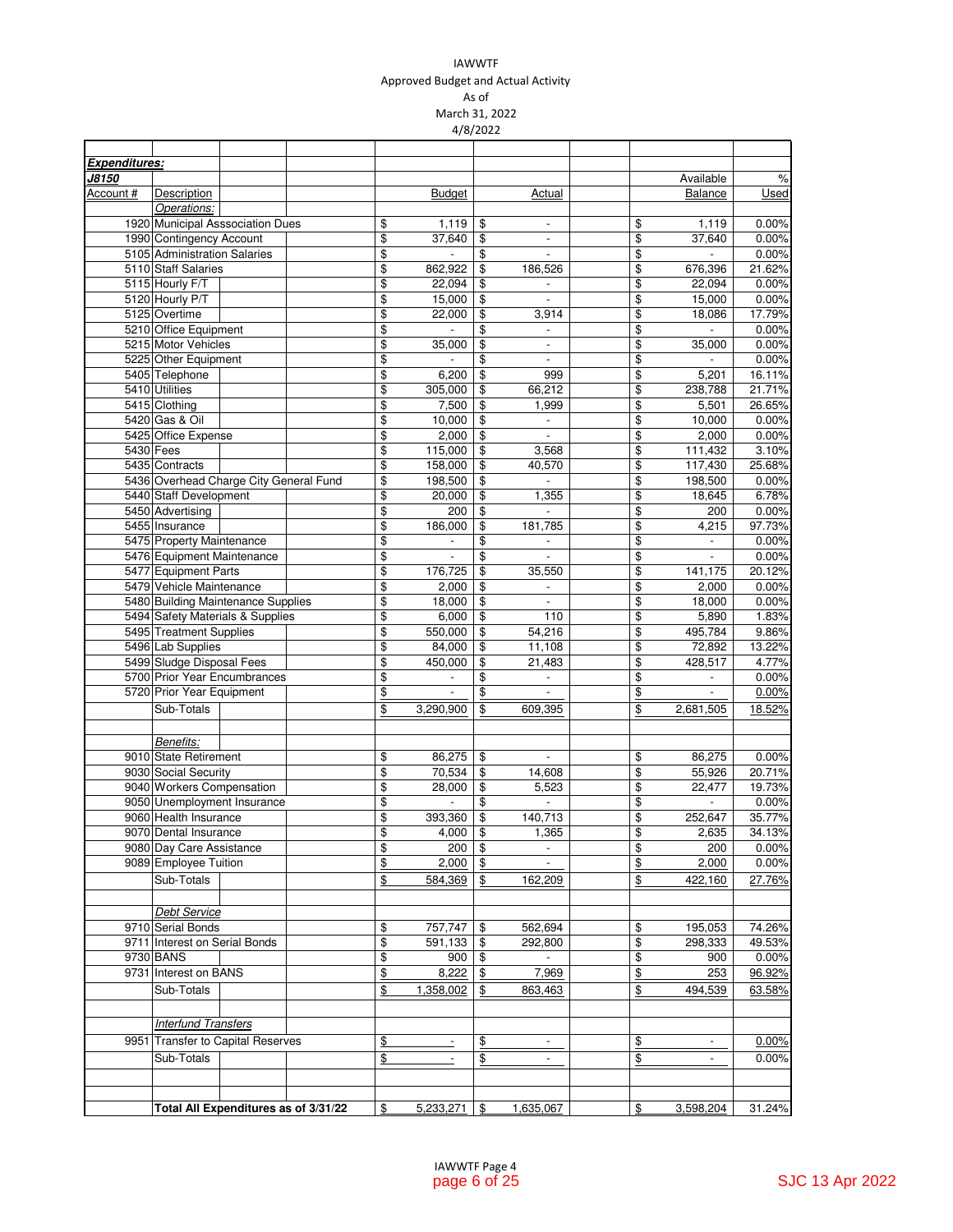IAWWTF
Approved Budget and Actual Activity
As of
March 31, 2022
4/8/2022

| ***Expenditures:*** | | | | | |
|---|---|---|---|---|---|
| ***J8150*** | | | | Available | % |
| Account # | Description | Budget | Actual | Balance | Used |
| | *Operations:* | | | | |
| 1920 | Municipal Asssociation Dues | $ 1,119 | $ - | $ 1,119 | 0.00% |
| 1990 | Contingency Account | $ 37,640 | $ - | $ 37,640 | 0.00% |
| 5105 | Administration Salaries | $ - | $ - | $ - | 0.00% |
| 5110 | Staff Salaries | $ 862,922 | $ 186,526 | $ 676,396 | 21.62% |
| 5115 | Hourly F/T | $ 22,094 | $ - | $ 22,094 | 0.00% |
| 5120 | Hourly P/T | $ 15,000 | $ - | $ 15,000 | 0.00% |
| 5125 | Overtime | $ 22,000 | $ 3,914 | $ 18,086 | 17.79% |
| 5210 | Office Equipment | $ - | $ - | $ - | 0.00% |
| 5215 | Motor Vehicles | $ 35,000 | $ - | $ 35,000 | 0.00% |
| 5225 | Other Equipment | $ - | $ - | $ - | 0.00% |
| 5405 | Telephone | $ 6,200 | $ 999 | $ 5,201 | 16.11% |
| 5410 | Utilities | $ 305,000 | $ 66,212 | $ 238,788 | 21.71% |
| 5415 | Clothing | $ 7,500 | $ 1,999 | $ 5,501 | 26.65% |
| 5420 | Gas & Oil | $ 10,000 | $ - | $ 10,000 | 0.00% |
| 5425 | Office Expense | $ 2,000 | $ - | $ 2,000 | 0.00% |
| 5430 | Fees | $ 115,000 | $ 3,568 | $ 111,432 | 3.10% |
| 5435 | Contracts | $ 158,000 | $ 40,570 | $ 117,430 | 25.68% |
| 5436 | Overhead Charge City General Fund | $ 198,500 | $ - | $ 198,500 | 0.00% |
| 5440 | Staff Development | $ 20,000 | $ 1,355 | $ 18,645 | 6.78% |
| 5450 | Advertising | $ 200 | $ - | $ 200 | 0.00% |
| 5455 | Insurance | $ 186,000 | $ 181,785 | $ 4,215 | 97.73% |
| 5475 | Property Maintenance | $ - | $ - | $ - | 0.00% |
| 5476 | Equipment Maintenance | $ - | $ - | $ - | 0.00% |
| 5477 | Equipment Parts | $ 176,725 | $ 35,550 | $ 141,175 | 20.12% |
| 5479 | Vehicle Maintenance | $ 2,000 | $ - | $ 2,000 | 0.00% |
| 5480 | Building Maintenance Supplies | $ 18,000 | $ - | $ 18,000 | 0.00% |
| 5494 | Safety Materials & Supplies | $ 6,000 | $ 110 | $ 5,890 | 1.83% |
| 5495 | Treatment Supplies | $ 550,000 | $ 54,216 | $ 495,784 | 9.86% |
| 5496 | Lab Supplies | $ 84,000 | $ 11,108 | $ 72,892 | 13.22% |
| 5499 | Sludge Disposal Fees | $ 450,000 | $ 21,483 | $ 428,517 | 4.77% |
| 5700 | Prior Year Encumbrances | $ - | $ - | $ - | 0.00% |
| 5720 | Prior Year Equipment | $ - | $ - | $ - | 0.00% |
| | Sub-Totals | $ 3,290,900 | $ 609,395 | $ 2,681,505 | 18.52% |
| | | | | | |
| | *Benefits:* | | | | |
| 9010 | State Retirement | $ 86,275 | $ - | $ 86,275 | 0.00% |
| 9030 | Social Security | $ 70,534 | $ 14,608 | $ 55,926 | 20.71% |
| 9040 | Workers Compensation | $ 28,000 | $ 5,523 | $ 22,477 | 19.73% |
| 9050 | Unemployment Insurance | $ - | $ - | $ - | 0.00% |
| 9060 | Health Insurance | $ 393,360 | $ 140,713 | $ 252,647 | 35.77% |
| 9070 | Dental Insurance | $ 4,000 | $ 1,365 | $ 2,635 | 34.13% |
| 9080 | Day Care Assistance | $ 200 | $ - | $ 200 | 0.00% |
| 9089 | Employee Tuition | $ 2,000 | $ - | $ 2,000 | 0.00% |
| | Sub-Totals | $ 584,369 | $ 162,209 | $ 422,160 | 27.76% |
| | | | | | |
| | *Debt Service* | | | | |
| 9710 | Serial Bonds | $ 757,747 | $ 562,694 | $ 195,053 | 74.26% |
| 9711 | Interest on Serial Bonds | $ 591,133 | $ 292,800 | $ 298,333 | 49.53% |
| 9730 | BANS | $ 900 | $ - | $ 900 | 0.00% |
| 9731 | Interest on BANS | $ 8,222 | $ 7,969 | $ 253 | 96.92% |
| | Sub-Totals | $ 1,358,002 | $ 863,463 | $ 494,539 | 63.58% |
| | | | | | |
| | *Interfund Transfers* | | | | |
| 9951 | Transfer to Capital Reserves | $ - | $ - | $ - | 0.00% |
| | Sub-Totals | $ - | $ - | $ - | 0.00% |
| | | | | | |
| | **Total All Expenditures as of 3/31/22** | $ 5,233,271 | $ 1,635,067 | $ 3,598,204 | 31.24% |

IAWWTF Page 4

SJC 13 Apr 2022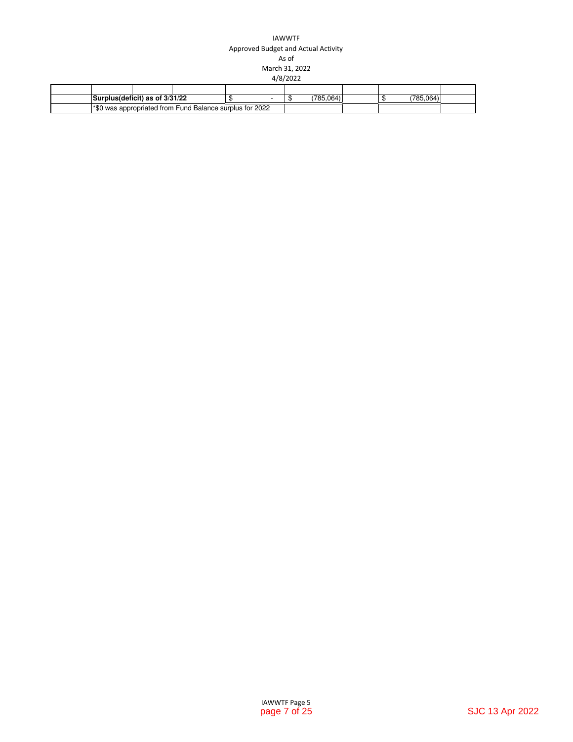IAWWTF

Approved Budget and Actual Activity

As of

March 31, 2022

4/8/2022

| | | | | | | | | |
|---|---|---|---|---|---|---|---|---|
| | **Surplus(deficit) as of 3/31/22** | | | $ - | $ (785,064) | | $ (785,064) | |
| | *$0 was appropriated from Fund Balance surplus for 2022 | | | | | | | |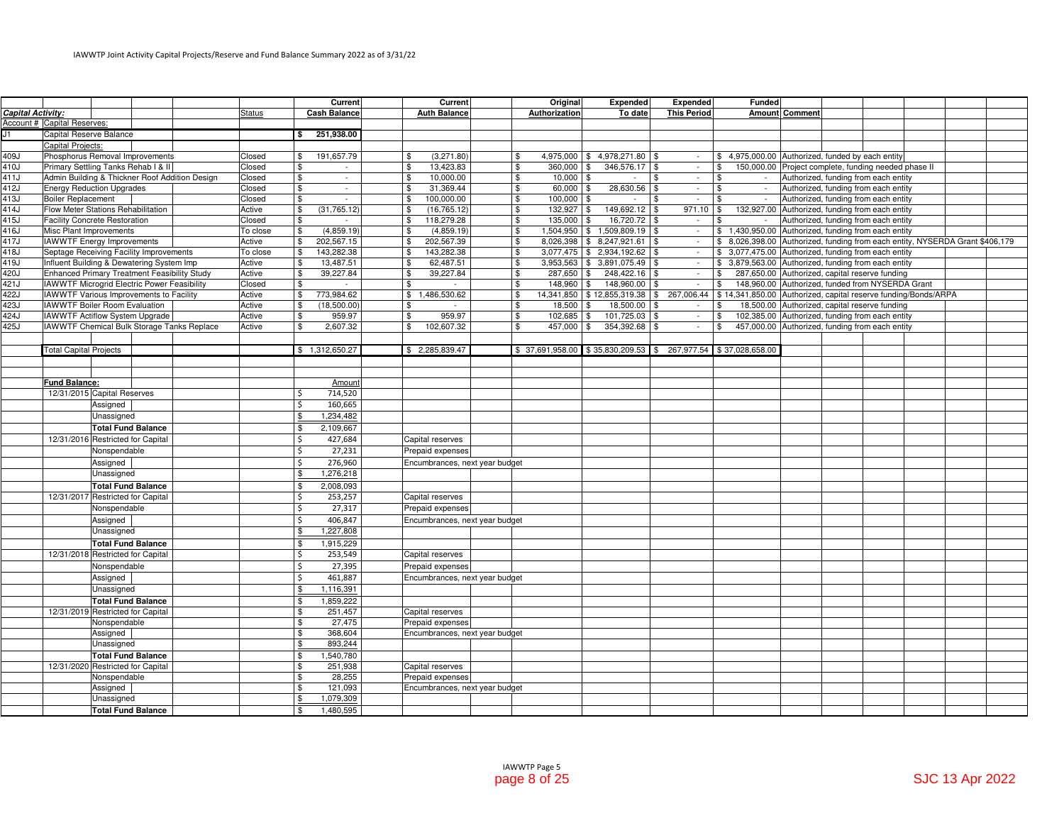IAWWTP Joint Activity Capital Projects/Reserve and Fund Balance Summary 2022 as of 3/31/22

| ***Capital Activity:*** | | Status | Current Cash Balance | Current Auth Balance | Original Authorization | Expended To date | Expended This Period | Funded Amount | Comment |
|---|---|---|---|---|---|---|---|---|---|
| Account # | Capital Reserves: | | | | | | | | |
| J1 | Capital Reserve Balance | | **$ 251,938.00** | | | | | | |
| | Capital Projects: | | | | | | | | |
| 409J | Phosphorus Removal Improvements | Closed | $ 191,657.79 | $ (3,271.80) | $ 4,975,000 | $ 4,978,271.80 | $ - | $ 4,975,000.00 | Authorized, funded by each entity |
| 410J | Primary Settling Tanks Rehab I & II | Closed | $ - | $ 13,423.83 | $ 360,000 | $ 346,576.17 | $ - | $ 150,000.00 | Project complete, funding needed phase II |
| 411J | Admin Building & Thickner Roof Addition Design | Closed | $ - | $ 10,000.00 | $ 10,000 | $ - | $ - | $ - | Authorized, funding from each entity |
| 412J | Energy Reduction Upgrades | Closed | $ - | $ 31,369.44 | $ 60,000 | $ 28,630.56 | $ - | $ - | Authorized, funding from each entity |
| 413J | Boiler Replacement | Closed | $ - | $ 100,000.00 | $ 100,000 | $ - | $ - | $ - | Authorized, funding from each entity |
| 414J | Flow Meter Stations Rehabilitation | Active | $ (31,765.12) | $ (16,765.12) | $ 132,927 | $ 149,692.12 | $ 971.10 | $ 132,927.00 | Authorized, funding from each entity |
| 415J | Facility Concrete Restoration | Closed | $ - | $ 118,279.28 | $ 135,000 | $ 16,720.72 | $ - | $ - | Authorized, funding from each entity |
| 416J | Misc Plant Improvements | To close | $ (4,859.19) | $ (4,859.19) | $ 1,504,950 | $ 1,509,809.19 | $ - | $ 1,430,950.00 | Authorized, funding from each entity |
| 417J | IAWWTF Energy Improvements | Active | $ 202,567.15 | $ 202,567.39 | $ 8,026,398 | $ 8,247,921.61 | $ - | $ 8,026,398.00 | Authorized, funding from each entity, NYSERDA Grant $406,179 |
| 418J | Septage Receiving Facility Improvements | To close | $ 143,282.38 | $ 143,282.38 | $ 3,077,475 | $ 2,934,192.62 | $ - | $ 3,077,475.00 | Authorized, funding from each entity |
| 419J | Influent Building & Dewatering System Imp | Closed | $ 13,487.51 | $ 62,487.51 | $ 3,953,563 | $ 3,891,075.49 | $ - | $ 3,879,563.00 | Authorized, funding from each entity |
| 420J | Enhanced Primary Treatment Feasibility Study | Active | $ 39,227.84 | $ 39,227.84 | $ 287,650 | $ 248,422.16 | $ - | $ 287,650.00 | Authorized, capital reserve funding |
| 421J | IAWWTF Microgrid Electric Power Feasibility | Closed | $ - | $ - | $ 148,960 | $ 148,960.00 | $ - | $ 148,960.00 | Authorized, funded from NYSERDA Grant |
| 422J | IAWWTF Various Improvements to Facility | Active | $ 773,984.62 | $ 1,486,530.62 | $ 14,341,850 | $ 12,855,319.38 | $ 267,006.44 | $ 14,341,850.00 | Authorized, capital reserve funding/Bonds/ARPA |
| 423J | IAWWTF Boiler Room Evaluation | Active | $ (18,500.00) | $ - | $ 18,500 | $ 18,500.00 | $ - | $ 18,500.00 | Authorized, capital reserve funding |
| 424J | IAWWTF Actiflow System Upgrade | Active | $ 959.97 | $ 959.97 | $ 102,685 | $ 101,725.03 | $ - | $ 102,385.00 | Authorized, funding from each entity |
| 425J | IAWWTF Chemical Bulk Storage Tanks Replace | Active | $ 2,607.32 | $ 102,607.32 | $ 457,000 | $ 354,392.68 | $ - | $ 457,000.00 | Authorized, funding from each entity |
| | | | | | | | | | |
| | Total Capital Projects | | $ 1,312,650.27 | $ 2,285,839.47 | $ 37,691,958.00 | $ 35,830,209.53 | $ 267,977.54 | $ 37,028,658.00 | |

| **Fund Balance:** | | Amount | |
|---|---|---|---|
| 12/31/2015 | Capital Reserves | $ 714,520 | |
| | Assigned | $ 160,665 | |
| | Unassigned | $ 1,234,482 | |
| | **Total Fund Balance** | $ 2,109,667 | |
| 12/31/2016 | Restricted for Capital | $ 427,684 | Capital reserves |
| | Nonspendable | $ 27,231 | Prepaid expenses |
| | Assigned | $ 276,960 | Encumbrances, next year budget |
| | Unassigned | $ 1,276,218 | |
| | **Total Fund Balance** | $ 2,008,093 | |
| 12/31/2017 | Restricted for Capital | $ 253,257 | Capital reserves |
| | Nonspendable | $ 27,317 | Prepaid expenses |
| | Assigned | $ 406,847 | Encumbrances, next year budget |
| | Unassigned | $ 1,227,808 | |
| | **Total Fund Balance** | $ 1,915,229 | |
| 12/31/2018 | Restricted for Capital | $ 253,549 | Capital reserves |
| | Nonspendable | $ 27,395 | Prepaid expenses |
| | Assigned | $ 461,887 | Encumbrances, next year budget |
| | Unassigned | $ 1,116,391 | |
| | **Total Fund Balance** | $ 1,859,222 | |
| 12/31/2019 | Restricted for Capital | $ 251,457 | Capital reserves |
| | Nonspendable | $ 27,475 | Prepaid expenses |
| | Assigned | $ 368,604 | Encumbrances, next year budget |
| | Unassigned | $ 893,244 | |
| | **Total Fund Balance** | $ 1,540,780 | |
| 12/31/2020 | Restricted for Capital | $ 251,938 | Capital reserves |
| | Nonspendable | $ 28,255 | Prepaid expenses |
| | Assigned | $ 121,093 | Encumbrances, next year budget |
| | Unassigned | $ 1,079,309 | |
| | **Total Fund Balance** | $ 1,480,595 | |

IAWWTP Page 5

SJC 13 Apr 2022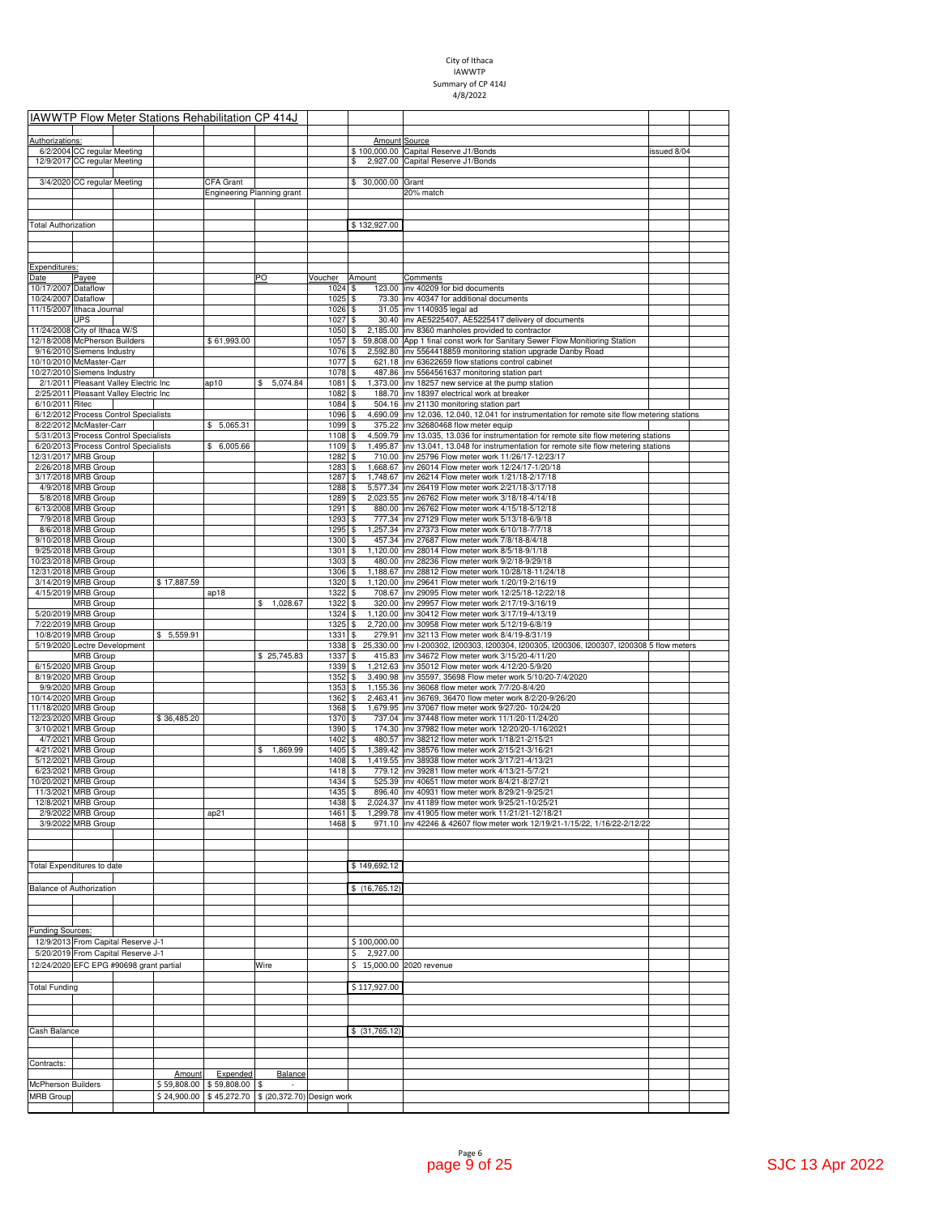City of Ithaca
IAWWTP
Summary of CP 414J
4/8/2022

## IAWWTP Flow Meter Stations Rehabilitation CP 414J

**Authorizations:**

| Date | Description | | | Amount | Source | |
|---|---|---|---|---|---|---|
| 6/2/2004 | CC regular Meeting | | | $ 100,000.00 | Capital Reserve J1/Bonds | issued 8/04 |
| 12/9/2017 | CC regular Meeting | | | $ 2,927.00 | Capital Reserve J1/Bonds | |
| 3/4/2020 | CC regular Meeting | CFA Grant | | $ 30,000.00 | Grant | |
| | | Engineering Planning grant | | | 20% match | |
| **Total Authorization** | | | | $ 132,927.00 | | |

**Expenditures:**

| Date | Payee | | | PO | Voucher | Amount | Comments |
|---|---|---|---|---|---|---|---|
| 10/17/2007 | Dataflow | | | | 1024 | $ 123.00 | inv 40209 for bid documents |
| 10/24/2007 | Dataflow | | | | 1025 | $ 73.30 | inv 40347 for additional documents |
| 11/15/2007 | Ithaca Journal | | | | 1026 | $ 31.05 | inv 1140935 legal ad |
| | UPS | | | | 1027 | $ 30.40 | inv AE5225407, AE5225417 delivery of documents |
| 11/24/2008 | City of Ithaca W/S | | | | 1050 | $ 2,185.00 | inv 8360 manholes provided to contractor |
| 12/18/2008 | McPherson Builders | $ 61,993.00 | | | 1057 | $ 59,808.00 | App 1 final const work for Sanitary Sewer Flow Monitioring Station |
| 9/16/2010 | Siemens Industry | | | | 1076 | $ 2,592.80 | inv 5564418859 monitoring station upgrade Danby Road |
| 10/10/2010 | McMaster-Carr | | | | 1077 | $ 621.18 | inv 63622659 flow stations control cabinet |
| 10/27/2010 | Siemens Industry | | | | 1078 | $ 487.86 | inv 5564561637 monitoring station part |
| 2/1/2011 | Pleasant Valley Electric Inc | | ap10 | $ 5,074.84 | 1081 | $ 1,373.00 | inv 18257 new service at the pump station |
| 2/25/2011 | Pleasant Valley Electric Inc | | | | 1082 | $ 188.70 | inv 18397 electrical work at breaker |
| 6/10/2011 | Ritec | | | | 1084 | $ 504.16 | inv 21130 monitoring station part |
| 6/12/2012 | Process Control Specialists | | | | 1096 | $ 4,690.09 | inv 12.036, 12.040, 12.041 for instrumentation for remote site flow metering stations |
| 8/22/2012 | McMaster-Carr | | $ 5,065.31 | | 1099 | $ 375.22 | inv 32680468 flow meter equip |
| 5/31/2013 | Process Control Specialists | | | | 1108 | $ 4,509.79 | inv 13.035, 13.036 for instrumentation for remote site flow metering stations |
| 6/20/2013 | Process Control Specialists | | $ 6,005.66 | | 1109 | $ 1,495.87 | inv 13.041, 13.048 for instrumentation for remote site flow metering stations |
| 12/31/2017 | MRB Group | | | | 1282 | $ 710.00 | inv 25796 Flow meter work 11/26/17-12/23/17 |
| 2/26/2018 | MRB Group | | | | 1283 | $ 1,668.67 | inv 26014 Flow meter work 12/24/17-1/20/18 |
| 3/17/2018 | MRB Group | | | | 1287 | $ 1,748.67 | inv 26214 Flow meter work 1/21/18-2/17/18 |
| 4/9/2018 | MRB Group | | | | 1288 | $ 5,577.34 | inv 26419 Flow meter work 2/21/18-3/17/18 |
| 5/8/2018 | MRB Group | | | | 1289 | $ 2,023.55 | inv 26762 Flow meter work 3/18/18-4/14/18 |
| 6/13/2008 | MRB Group | | | | 1291 | $ 880.00 | inv 26762 Flow meter work 4/15/18-5/12/18 |
| 7/9/2018 | MRB Group | | | | 1293 | $ 777.34 | inv 27129 Flow meter work 5/13/18-6/9/18 |
| 8/6/2018 | MRB Group | | | | 1295 | $ 1,257.34 | inv 27373 Flow meter work 6/10/18-7/7/18 |
| 9/10/2018 | MRB Group | | | | 1300 | $ 457.34 | inv 27687 Flow meter work 7/8/18-8/4/18 |
| 9/25/2018 | MRB Group | | | | 1301 | $ 1,120.00 | inv 28014 Flow meter work 8/5/18-9/1/18 |
| 10/23/2018 | MRB Group | | | | 1303 | $ 480.00 | inv 28236 Flow meter work 9/2/18-9/29/18 |
| 12/31/2018 | MRB Group | | | | 1306 | $ 1,188.67 | inv 28812 Flow meter work 10/28/18-11/24/18 |
| 3/14/2019 | MRB Group | $ 17,887.59 | | | 1320 | $ 1,120.00 | inv 29641 Flow meter work 1/20/19-2/16/19 |
| 4/15/2019 | MRB Group | | ap18 | | 1322 | $ 708.67 | inv 29095 Flow meter work 12/25/18-12/22/18 |
| | MRB Group | | | $ 1,028.67 | 1322 | $ 320.00 | inv 29957 Flow meter work 2/17/19-3/16/19 |
| 5/20/2019 | MRB Group | | | | 1324 | $ 1,120.00 | inv 30412 Flow meter work 3/17/19-4/13/19 |
| 7/22/2019 | MRB Group | | | | 1325 | $ 2,720.00 | inv 30958 Flow meter work 5/12/19-6/8/19 |
| 10/8/2019 | MRB Group | $ 5,559.91 | | | 1331 | $ 279.91 | inv 32113 Flow meter work 8/4/19-8/31/19 |
| 5/19/2020 | Lectre Development | | | | 1338 | $ 25,330.00 | inv I-200302, I200303, I200304, I200305, I200306, I200307, I200308 5 flow meters |
| | MRB Group | | | $ 25,745.83 | 1337 | $ 415.83 | inv 34672 Flow meter work 3/15/20-4/11/20 |
| 6/15/2020 | MRB Group | | | | 1339 | $ 1,212.63 | inv 35012 Flow meter work 4/12/20-5/9/20 |
| 8/19/2020 | MRB Group | | | | 1352 | $ 3,490.98 | inv 35597, 35698 Flow meter work 5/10/20-7/4/2020 |
| 9/9/2020 | MRB Group | | | | 1353 | $ 1,155.36 | inv 36068 flow meter work 7/7/20-8/4/20 |
| 10/14/2020 | MRB Group | | | | 1362 | $ 2,463.41 | inv 36769, 36470 flow meter work 8/2/20-9/26/20 |
| 11/18/2020 | MRB Group | | | | 1368 | $ 1,679.95 | inv 37067 flow meter work 9/27/20- 10/24/20 |
| 12/23/2020 | MRB Group | $ 36,485.20 | | | 1370 | $ 737.04 | inv 37448 flow meter work 11/1/20-11/24/20 |
| 3/10/2021 | MRB Group | | | | 1390 | $ 174.30 | inv 37982 flow meter work 12/20/20-1/16/2021 |
| 4/7/2021 | MRB Group | | | | 1402 | $ 480.57 | inv 38212 flow meter work 1/18/21-2/15/21 |
| 4/21/2021 | MRB Group | | | $ 1,869.99 | 1405 | $ 1,389.42 | inv 38576 flow meter work 2/15/21-3/16/21 |
| 5/12/2021 | MRB Group | | | | 1408 | $ 1,419.55 | inv 38938 flow meter work 3/17/21-4/13/21 |
| 6/23/2021 | MRB Group | | | | 1418 | $ 779.12 | inv 39281 flow meter work 4/13/21-5/7/21 |
| 10/20/2021 | MRB Group | | | | 1434 | $ 525.39 | inv 40651 flow meter work 8/4/21-8/27/21 |
| 11/3/2021 | MRB Group | | | | 1435 | $ 896.40 | inv 40931 flow meter work 8/29/21-9/25/21 |
| 12/8/2021 | MRB Group | | | | 1438 | $ 2,024.37 | inv 41189 flow meter work 9/25/21-10/25/21 |
| 2/9/2022 | MRB Group | | ap21 | | 1461 | $ 1,299.78 | inv 41905 flow meter work 11/21/21-12/18/21 |
| 3/9/2022 | MRB Group | | | | 1468 | $ 971.10 | inv 42246 & 42607 flow meter work 12/19/21-1/15/22, 1/16/22-2/12/22 |
| **Total Expenditures to date** | | | | | | $ 149,692.12 | |
| **Balance of Authorization** | | | | | | $ (16,765.12) | |

**Funding Sources:**

| Date | Source | | Amount | |
|---|---|---|---|---|
| 12/9/2013 | From Capital Reserve J-1 | | $ 100,000.00 | |
| 5/20/2019 | From Capital Reserve J-1 | | $ 2,927.00 | |
| 12/24/2020 | EFC EPG #90698 grant partial | Wire | $ 15,000.00 | 2020 revenue |
| **Total Funding** | | | $ 117,927.00 | |
| **Cash Balance** | | | $ (31,765.12) | |

**Contracts:**

| | Amount | Expended | Balance | |
|---|---|---|---|---|
| McPherson Builders | $ 59,808.00 | $ 59,808.00 | $ - | |
| MRB Group | $ 24,900.00 | $ 45,272.70 | $ (20,372.70) | Design work |

SJC 13 Apr 2022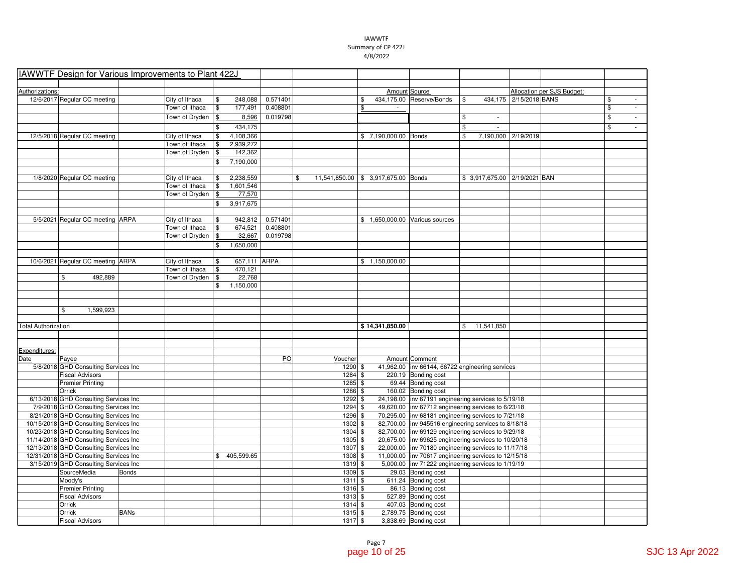IAWWTF
Summary of CP 422J
4/8/2022

| IAWWTF Design for Various Improvements to Plant 422J | | | | | | | | | | | | |
|---|---|---|---|---|---|---|---|---|---|---|---|---|
| | | | | | | | | | | | | |
| Authorizations: | | | | | | | Amount | Source | | Allocation per SJS Budget: | | |
| 12/6/2017 | Regular CC meeting | | City of Ithaca | $ 248,088 | 0.571401 | | $ 434,175.00 | Reserve/Bonds | $ 434,175 | 2/15/2018 | BANS | $ - |
| | | | Town of Ithaca | $ 177,491 | 0.408801 | | $ - | | | | | $ - |
| | | | Town of Dryden | $ 8,596 | 0.019798 | | | | $ - | | | $ - |
| | | | | $ 434,175 | | | | | $ - | | | $ - |
| 12/5/2018 | Regular CC meeting | | City of Ithaca | $ 4,108,366 | | | $ 7,190,000.00 | Bonds | $ 7,190,000 | 2/19/2019 | | |
| | | | Town of Ithaca | $ 2,939,272 | | | | | | | | |
| | | | Town of Dryden | $ 142,362 | | | | | | | | |
| | | | | $ 7,190,000 | | | | | | | | |
| | | | | | | | | | | | | |
| 1/8/2020 | Regular CC meeting | | City of Ithaca | $ 2,238,559 | | $ 11,541,850.00 | $ 3,917,675.00 | Bonds | $ 3,917,675.00 | 2/19/2021 | BAN | |
| | | | Town of Ithaca | $ 1,601,546 | | | | | | | | |
| | | | Town of Dryden | $ 77,570 | | | | | | | | |
| | | | | $ 3,917,675 | | | | | | | | |
| | | | | | | | | | | | | |
| 5/5/2021 | Regular CC meeting | ARPA | City of Ithaca | $ 942,812 | 0.571401 | | $ 1,650,000.00 | Various sources | | | | |
| | | | Town of Ithaca | $ 674,521 | 0.408801 | | | | | | | |
| | | | Town of Dryden | $ 32,667 | 0.019798 | | | | | | | |
| | | | | $ 1,650,000 | | | | | | | | |
| | | | | | | | | | | | | |
| 10/6/2021 | Regular CC meeting | ARPA | City of Ithaca | $ 657,111 | ARPA | | $ 1,150,000.00 | | | | | |
| | | | Town of Ithaca | $ 470,121 | | | | | | | | |
| | $ 492,889 | | Town of Dryden | $ 22,768 | | | | | | | | |
| | | | | $ 1,150,000 | | | | | | | | |
| | | | | | | | | | | | | |
| | | | | | | | | | | | | |
| | $ 1,599,923 | | | | | | | | | | | |
| | | | | | | | | | | | | |
| Total Authorization | | | | | | | **$ 14,341,850.00** | | $ 11,541,850 | | | |
| | | | | | | | | | | | | |
| | | | | | | | | | | | | |
| Expenditures: | | | | | | | | | | | | |
| Date | Payee | | | | PO | Voucher | Amount | Comment | | | | |
| 5/8/2018 | GHD Consulting Services Inc | | | | | 1290 | $ 41,962.00 | inv 66144, 66722 engineering services | | | | |
| | Fiscal Advisors | | | | | 1284 | $ 220.19 | Bonding cost | | | | |
| | Premier Printing | | | | | 1285 | $ 69.44 | Bonding cost | | | | |
| | Orrick | | | | | 1286 | $ 160.02 | Bonding cost | | | | |
| 6/13/2018 | GHD Consulting Services Inc | | | | | 1292 | $ 24,198.00 | inv 67191 engineering services to 5/19/18 | | | | |
| 7/9/2018 | GHD Consulting Services Inc | | | | | 1294 | $ 49,620.00 | inv 67712 engineering services to 6/23/18 | | | | |
| 8/21/2018 | GHD Consulting Services Inc | | | | | 1296 | $ 70,295.00 | inv 68181 engineering services to 7/21/18 | | | | |
| 10/15/2018 | GHD Consulting Services Inc | | | | | 1302 | $ 82,700.00 | inv 945516 engineering services to 8/18/18 | | | | |
| 10/23/2018 | GHD Consulting Services Inc | | | | | 1304 | $ 82,700.00 | inv 69129 engineering services to 9/29/18 | | | | |
| 11/14/2018 | GHD Consulting Services Inc | | | | | 1305 | $ 20,675.00 | inv 69625 engineering services to 10/20/18 | | | | |
| 12/13/2018 | GHD Consulting Services Inc | | | | | 1307 | $ 22,000.00 | inv 70180 engineering services to 11/17/18 | | | | |
| 12/31/2018 | GHD Consulting Services Inc | | | $ 405,599.65 | | 1308 | $ 11,000.00 | inv 70617 engineering services to 12/15/18 | | | | |
| 3/15/2019 | GHD Consulting Services Inc | | | | | 1319 | $ 5,000.00 | inv 71222 engineering services to 1/19/19 | | | | |
| | SourceMedia | Bonds | | | | 1309 | $ 29.03 | Bonding cost | | | | |
| | Moody's | | | | | 1311 | $ 611.24 | Bonding cost | | | | |
| | Premier Printing | | | | | 1316 | $ 86.13 | Bonding cost | | | | |
| | Fiscal Advisors | | | | | 1313 | $ 527.89 | Bonding cost | | | | |
| | Orrick | | | | | 1314 | $ 407.03 | Bonding cost | | | | |
| | Orrick | BANs | | | | 1315 | $ 2,789.75 | Bonding cost | | | | |
| | Fiscal Advisors | | | | | 1317 | $ 3,838.69 | Bonding cost | | | | |

SJC 13 Apr 2022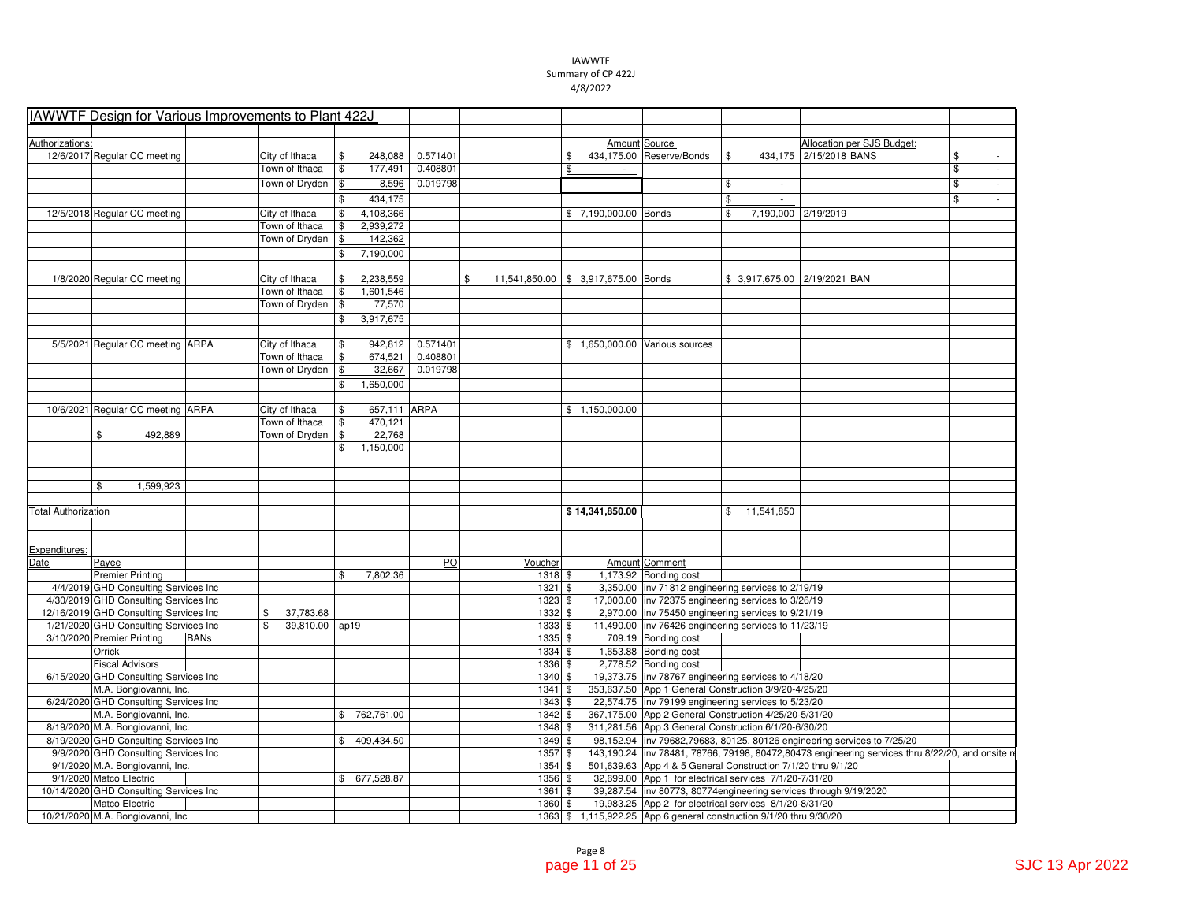IAWWTF
Summary of CP 422J
4/8/2022

| IAWWTF Design for Various Improvements to Plant 422J | | | | | | | | | | | | | |
|---|---|---|---|---|---|---|---|---|---|---|---|---|---|
| | | | | | | | | | | | | | |
| Authorizations: | | | | | | | | Amount | Source | | | Allocation per SJS Budget: | |
| 12/6/2017 | Regular CC meeting | | City of Ithaca | $ 248,088 | 0.571401 | | | $ 434,175.00 | Reserve/Bonds | $ 434,175 | 2/15/2018 | BANS | $ - |
| | | | Town of Ithaca | $ 177,491 | 0.408801 | | | $ - | | | | | $ - |
| | | | Town of Dryden | $ 8,596 | 0.019798 | | | | | $ - | | | $ - |
| | | | | $ 434,175 | | | | | | $ - | | | $ - |
| 12/5/2018 | Regular CC meeting | | City of Ithaca | $ 4,108,366 | | | | $ 7,190,000.00 | Bonds | $ 7,190,000 | 2/19/2019 | | |
| | | | Town of Ithaca | $ 2,939,272 | | | | | | | | | |
| | | | Town of Dryden | $ 142,362 | | | | | | | | | |
| | | | | $ 7,190,000 | | | | | | | | | |
| | | | | | | | | | | | | | |
| 1/8/2020 | Regular CC meeting | | City of Ithaca | $ 2,238,559 | | $ 11,541,850.00 | | $ 3,917,675.00 | Bonds | $ 3,917,675.00 | 2/19/2021 | BAN | |
| | | | Town of Ithaca | $ 1,601,546 | | | | | | | | | |
| | | | Town of Dryden | $ 77,570 | | | | | | | | | |
| | | | | $ 3,917,675 | | | | | | | | | |
| | | | | | | | | | | | | | |
| 5/5/2021 | Regular CC meeting | ARPA | City of Ithaca | $ 942,812 | 0.571401 | | | $ 1,650,000.00 | Various sources | | | | |
| | | | Town of Ithaca | $ 674,521 | 0.408801 | | | | | | | | |
| | | | Town of Dryden | $ 32,667 | 0.019798 | | | | | | | | |
| | | | | $ 1,650,000 | | | | | | | | | |
| | | | | | | | | | | | | | |
| 10/6/2021 | Regular CC meeting | ARPA | City of Ithaca | $ 657,111 | ARPA | | | $ 1,150,000.00 | | | | | |
| | | | Town of Ithaca | $ 470,121 | | | | | | | | | |
| | $ 492,889 | | Town of Dryden | $ 22,768 | | | | | | | | | |
| | | | | $ 1,150,000 | | | | | | | | | |
| | | | | | | | | | | | | | |
| | | | | | | | | | | | | | |
| | $ 1,599,923 | | | | | | | | | | | | |
| | | | | | | | | | | | | | |
| Total Authorization | | | | | | | | $ 14,341,850.00 | | $ 11,541,850 | | | |
| | | | | | | | | | | | | | |
| | | | | | | | | | | | | | |
| Expenditures: | | | | | | | | | | | | | |
| Date | Payee | | | | PO | | Voucher | Amount | Comment | | | | |
| | Premier Printing | | | $ 7,802.36 | | | 1318 | $ 1,173.92 | Bonding cost | | | | |
| 4/4/2019 | GHD Consulting Services Inc | | | | | | 1321 | $ 3,350.00 | inv 71812 engineering services to 2/19/19 | | | | |
| 4/30/2019 | GHD Consulting Services Inc | | | | | | 1323 | $ 17,000.00 | inv 72375 engineering services to 3/26/19 | | | | |
| 12/16/2019 | GHD Consulting Services Inc | | $ 37,783.68 | | | | 1332 | $ 2,970.00 | inv 75450 engineering services to 9/21/19 | | | | |
| 1/21/2020 | GHD Consulting Services Inc | | $ 39,810.00 | ap19 | | | 1333 | $ 11,490.00 | inv 76426 engineering services to 11/23/19 | | | | |
| 3/10/2020 | Premier Printing | BANs | | | | | 1335 | $ 709.19 | Bonding cost | | | | |
| | Orrick | | | | | | 1334 | $ 1,653.88 | Bonding cost | | | | |
| | Fiscal Advisors | | | | | | 1336 | $ 2,778.52 | Bonding cost | | | | |
| 6/15/2020 | GHD Consulting Services Inc | | | | | | 1340 | $ 19,373.75 | inv 78767 engineering services to 4/18/20 | | | | |
| | M.A. Bongiovanni, Inc. | | | | | | 1341 | $ 353,637.50 | App 1 General Construction 3/9/20-4/25/20 | | | | |
| 6/24/2020 | GHD Consulting Services Inc | | | | | | 1343 | $ 22,574.75 | inv 79199 engineering services to 5/23/20 | | | | |
| | M.A. Bongiovanni, Inc. | | | $ 762,761.00 | | | 1342 | $ 367,175.00 | App 2 General Construction 4/25/20-5/31/20 | | | | |
| 8/19/2020 | M.A. Bongiovanni, Inc. | | | | | | 1348 | $ 311,281.56 | App 3 General Construction 6/1/20-6/30/20 | | | | |
| 8/19/2020 | GHD Consulting Services Inc | | | $ 409,434.50 | | | 1349 | $ 98,152.94 | inv 79682,79683, 80125, 80126 engineering services to 7/25/20 | | | | |
| 9/9/2020 | GHD Consulting Services Inc | | | | | | 1357 | $ 143,190.24 | inv 78481, 78766, 79198, 80472,80473 engineering services thru 8/22/20, and onsite r | | | | |
| 9/1/2020 | M.A. Bongiovanni, Inc. | | | | | | 1354 | $ 501,639.63 | App 4 & 5 General Construction 7/1/20 thru 9/1/20 | | | | |
| 9/1/2020 | Matco Electric | | | $ 677,528.87 | | | 1356 | $ 32,699.00 | App 1 for electrical services 7/1/20-7/31/20 | | | | |
| 10/14/2020 | GHD Consulting Services Inc | | | | | | 1361 | $ 39,287.54 | inv 80773, 80774engineering services through 9/19/2020 | | | | |
| | Matco Electric | | | | | | 1360 | $ 19,983.25 | App 2 for electrical services 8/1/20-8/31/20 | | | | |
| 10/21/2020 | M.A. Bongiovanni, Inc | | | | | | 1363 | $ 1,115,922.25 | App 6 general construction 9/1/20 thru 9/30/20 | | | | |

Page 8

SJC 13 Apr 2022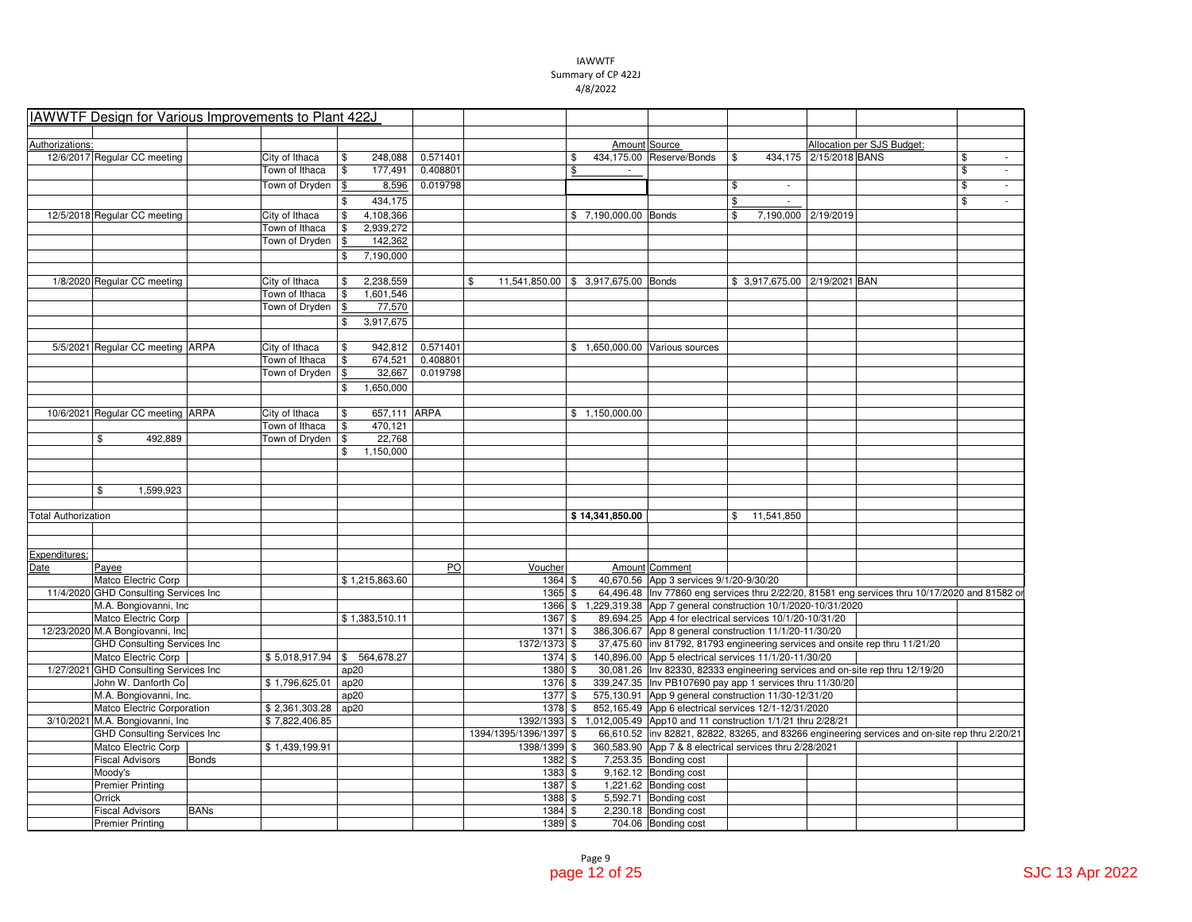IAWWTF
Summary of CP 422J
4/8/2022

| IAWWTF Design for Various Improvements to Plant 422J | | | | | | | | | | | | | |
|---|---|---|---|---|---|---|---|---|---|---|---|---|---|
| Authorizations: | | | | | | | Amount | Source | | | Allocation per SJS Budget: | | |
| 12/6/2017 | Regular CC meeting | | City of Ithaca | $ 248,088 | 0.571401 | | $ 434,175.00 | Reserve/Bonds | $ 434,175 | 2/15/2018 | BANS | | $ - |
| | | | Town of Ithaca | $ 177,491 | 0.408801 | | $ - | | | | | | $ - |
| | | | Town of Dryden | $ 8,596 | 0.019798 | | | | $ - | | | | $ - |
| | | | | $ 434,175 | | | | | $ - | | | | $ - |
| 12/5/2018 | Regular CC meeting | | City of Ithaca | $ 4,108,366 | | | $ 7,190,000.00 | Bonds | $ 7,190,000 | 2/19/2019 | | | |
| | | | Town of Ithaca | $ 2,939,272 | | | | | | | | | |
| | | | Town of Dryden | $ 142,362 | | | | | | | | | |
| | | | | $ 7,190,000 | | | | | | | | | |
| 1/8/2020 | Regular CC meeting | | City of Ithaca | $ 2,238,559 | | $ 11,541,850.00 | $ 3,917,675.00 | Bonds | $ 3,917,675.00 | 2/19/2021 | BAN | | |
| | | | Town of Ithaca | $ 1,601,546 | | | | | | | | | |
| | | | Town of Dryden | $ 77,570 | | | | | | | | | |
| | | | | $ 3,917,675 | | | | | | | | | |
| 5/5/2021 | Regular CC meeting | ARPA | City of Ithaca | $ 942,812 | 0.571401 | | $ 1,650,000.00 | Various sources | | | | | |
| | | | Town of Ithaca | $ 674,521 | 0.408801 | | | | | | | | |
| | | | Town of Dryden | $ 32,667 | 0.019798 | | | | | | | | |
| | | | | $ 1,650,000 | | | | | | | | | |
| 10/6/2021 | Regular CC meeting | ARPA | City of Ithaca | $ 657,111 | ARPA | | $ 1,150,000.00 | | | | | | |
| | | | Town of Ithaca | $ 470,121 | | | | | | | | | |
| | $ 492,889 | | Town of Dryden | $ 22,768 | | | | | | | | | |
| | | | | $ 1,150,000 | | | | | | | | | |
| | $ 1,599,923 | | | | | | | | | | | | |
| Total Authorization | | | | | | | $ 14,341,850.00 | | $ 11,541,850 | | | | |
| Expenditures: | | | | | | | | | | | | | |
| Date | Payee | | | | PO | Voucher | Amount | Comment | | | | | |
| | Matco Electric Corp | | | $ 1,215,863.60 | | 1364 | $ 40,670.56 | App 3 services 9/1/20-9/30/20 | | | | | |
| 11/4/2020 | GHD Consulting Services Inc | | | | | 1365 | $ 64,496.48 | Inv 77860 eng services thru 2/22/20, 81581 eng services thru 10/17/2020 and 81582 o | | | | | |
| | M.A. Bongiovanni, Inc | | | | | 1366 | $ 1,229,319.38 | App 7 general construction 10/1/2020-10/31/2020 | | | | | |
| | Matco Electric Corp | | | $ 1,383,510.11 | | 1367 | $ 89,694.25 | App 4 for electrical services 10/1/20-10/31/20 | | | | | |
| 12/23/2020 | M.A Bongiovanni, Inc | | | | | 1371 | $ 386,306.67 | App 8 general construction 11/1/20-11/30/20 | | | | | |
| | GHD Consulting Services Inc | | | | | 1372/1373 | $ 37,475.60 | inv 81792, 81793 engineering services and onsite rep thru 11/21/20 | | | | | |
| | Matco Electric Corp | | $ 5,018,917.94 | $ 564,678.27 | | 1374 | $ 140,896.00 | App 5 electrical services 11/1/20-11/30/20 | | | | | |
| 1/27/2021 | GHD Consulting Services Inc | | | ap20 | | 1380 | $ 30,081.26 | inv 82330, 82333 engineering services and on-site rep thru 12/19/20 | | | | | |
| | John W. Danforth Co | | $ 1,796,625.01 | ap20 | | 1376 | $ 339,247.35 | Inv PB107690 pay app 1 services thru 11/30/20 | | | | | |
| | M.A. Bongiovanni, Inc. | | | ap20 | | 1377 | $ 575,130.91 | App 9 general construction 11/30-12/31/20 | | | | | |
| | Matco Electric Corporation | | $ 2,361,303.28 | ap20 | | 1378 | $ 852,165.49 | App 6 electrical services 12/1-12/31/2020 | | | | | |
| 3/10/2021 | M.A. Bongiovanni, Inc | | $ 7,822,406.85 | | | 1392/1393 | $ 1,012,005.49 | App10 and 11 construction 1/1/21 thru 2/28/21 | | | | | |
| | GHD Consulting Services Inc | | | | | 1394/1395/1396/1397 | $ 66,610.52 | inv 82821, 82822, 83265, and 83266 engineering services and on-site rep thru 2/20/21 | | | | | |
| | Matco Electric Corp | | $ 1,439,199.91 | | | 1398/1399 | $ 360,583.90 | App 7 & 8 electrical services thru 2/28/2021 | | | | | |
| | Fiscal Advisors | Bonds | | | | 1382 | $ 7,253.35 | Bonding cost | | | | | |
| | Moody's | | | | | 1383 | $ 9,162.12 | Bonding cost | | | | | |
| | Premier Printing | | | | | 1387 | $ 1,221.62 | Bonding cost | | | | | |
| | Orrick | | | | | 1388 | $ 5,592.71 | Bonding cost | | | | | |
| | Fiscal Advisors | BANs | | | | 1384 | $ 2,230.18 | Bonding cost | | | | | |
| | Premier Printing | | | | | 1389 | $ 704.06 | Bonding cost | | | | | |

SJC 13 Apr 2022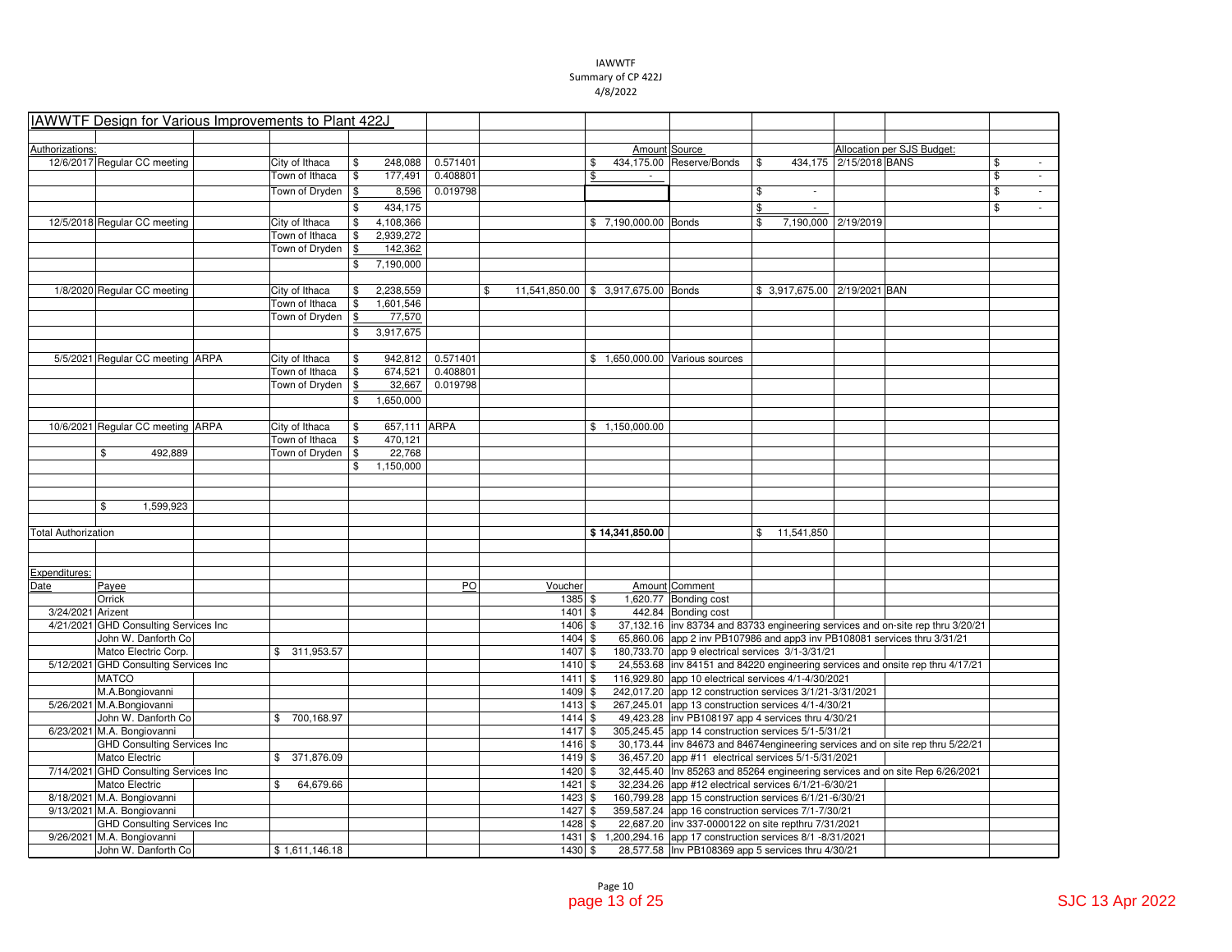IAWWTF
Summary of CP 422J
4/8/2022

| IAWWTF Design for Various Improvements to Plant 422J | | | | | | | | | | | | |
|---|---|---|---|---|---|---|---|---|---|---|---|---|
| | | | | | | | | | | | | |
| Authorizations: | | | | | | | Amount | Source | | Allocation per SJS Budget: | | |
| 12/6/2017 | Regular CC meeting | | City of Ithaca | $ 248,088 | 0.571401 | | $ 434,175.00 | Reserve/Bonds | $ 434,175 | 2/15/2018 | BANS | $ - |
| | | | Town of Ithaca | $ 177,491 | 0.408801 | | $ - | | | | | $ - |
| | | | Town of Dryden | $ 8,596 | 0.019798 | | | | $ - | | | $ - |
| | | | | $ 434,175 | | | | | $ - | | | $ - |
| 12/5/2018 | Regular CC meeting | | City of Ithaca | $ 4,108,366 | | | $ 7,190,000.00 | Bonds | $ 7,190,000 | 2/19/2019 | | |
| | | | Town of Ithaca | $ 2,939,272 | | | | | | | | |
| | | | Town of Dryden | $ 142,362 | | | | | | | | |
| | | | | $ 7,190,000 | | | | | | | | |
| | | | | | | | | | | | | |
| 1/8/2020 | Regular CC meeting | | City of Ithaca | $ 2,238,559 | | $ 11,541,850.00 | $ 3,917,675.00 | Bonds | $ 3,917,675.00 | 2/19/2021 | BAN | |
| | | | Town of Ithaca | $ 1,601,546 | | | | | | | | |
| | | | Town of Dryden | $ 77,570 | | | | | | | | |
| | | | | $ 3,917,675 | | | | | | | | |
| | | | | | | | | | | | | |
| 5/5/2021 | Regular CC meeting | ARPA | City of Ithaca | $ 942,812 | 0.571401 | | $ 1,650,000.00 | Various sources | | | | |
| | | | Town of Ithaca | $ 674,521 | 0.408801 | | | | | | | |
| | | | Town of Dryden | $ 32,667 | 0.019798 | | | | | | | |
| | | | | $ 1,650,000 | | | | | | | | |
| | | | | | | | | | | | | |
| 10/6/2021 | Regular CC meeting | ARPA | City of Ithaca | $ 657,111 | ARPA | | $ 1,150,000.00 | | | | | |
| | | | Town of Ithaca | $ 470,121 | | | | | | | | |
| | $ 492,889 | | Town of Dryden | $ 22,768 | | | | | | | | |
| | | | | $ 1,150,000 | | | | | | | | |
| | | | | | | | | | | | | |
| | $ 1,599,923 | | | | | | | | | | | |
| | | | | | | | | | | | | |
| Total Authorization | | | | | | | **$ 14,341,850.00** | | $ 11,541,850 | | | |
| | | | | | | | | | | | | |
| Expenditures: | | | | | | | | | | | | |
| Date | Payee | | | | PO | Voucher | Amount | Comment | | | | |
| | Orrick | | | | | 1385 | $ 1,620.77 | Bonding cost | | | | |
| 3/24/2021 | Arizent | | | | | 1401 | $ 442.84 | Bonding cost | | | | |
| 4/21/2021 | GHD Consulting Services Inc | | | | | 1406 | $ 37,132.16 | inv 83734 and 83733 engineering services and on-site rep thru 3/20/21 | | | | |
| | John W. Danforth Co | | | | | 1404 | $ 65,860.06 | app 2 inv PB107986 and app3 inv PB108081 services thru 3/31/21 | | | | |
| | Matco Electric Corp. | | $ 311,953.57 | | | 1407 | $ 180,733.70 | app 9 electrical services 3/1-3/31/21 | | | | |
| 5/12/2021 | GHD Consulting Services Inc | | | | | 1410 | $ 24,553.68 | inv 84151 and 84220 engineering services and onsite rep thru 4/17/21 | | | | |
| | MATCO | | | | | 1411 | $ 116,929.80 | app 10 electrical services 4/1-4/30/2021 | | | | |
| | M.A.Bongiovanni | | | | | 1409 | $ 242,017.20 | app 12 construction services 3/1/21-3/31/2021 | | | | |
| 5/26/2021 | M.A.Bongiovanni | | | | | 1413 | $ 267,245.01 | app 13 construction services 4/1-4/30/21 | | | | |
| | John W. Danforth Co | | $ 700,168.97 | | | 1414 | $ 49,423.28 | inv PB108197 app 4 services thru 4/30/21 | | | | |
| 6/23/2021 | M.A. Bongiovanni | | | | | 1417 | $ 305,245.45 | app 14 construction services 5/1-5/31/21 | | | | |
| | GHD Consulting Services Inc | | | | | 1416 | $ 30,173.44 | inv 84673 and 84674engineering services and on site rep thru 5/22/21 | | | | |
| | Matco Electric | | $ 371,876.09 | | | 1419 | $ 36,457.20 | app #11 electrical services 5/1-5/31/2021 | | | | |
| 7/14/2021 | GHD Consulting Services Inc | | | | | 1420 | $ 32,445.40 | Inv 85263 and 85264 engineering services and on site Rep 6/26/2021 | | | | |
| | Matco Electric | | $ 64,679.66 | | | 1421 | $ 32,234.26 | app #12 electrical services 6/1/21-6/30/21 | | | | |
| 8/18/2021 | M.A. Bongiovanni | | | | | 1423 | $ 160,799.28 | app 15 construction services 6/1/21-6/30/21 | | | | |
| 9/13/2021 | M.A. Bongiovanni | | | | | 1427 | $ 359,587.24 | app 16 construction services 7/1-7/30/21 | | | | |
| | GHD Consulting Services Inc | | | | | 1428 | $ 22,687.20 | inv 337-0000122 on site repthru 7/31/2021 | | | | |
| 9/26/2021 | M.A. Bongiovanni | | | | | 1431 | $ 1,200,294.16 | app 17 construction services 8/1 -8/31/2021 | | | | |
| | John W. Danforth Co | | $ 1,611,146.18 | | | 1430 | $ 28,577.58 | Inv PB108369 app 5 services thru 4/30/21 | | | | |

Page 10

SJC 13 Apr 2022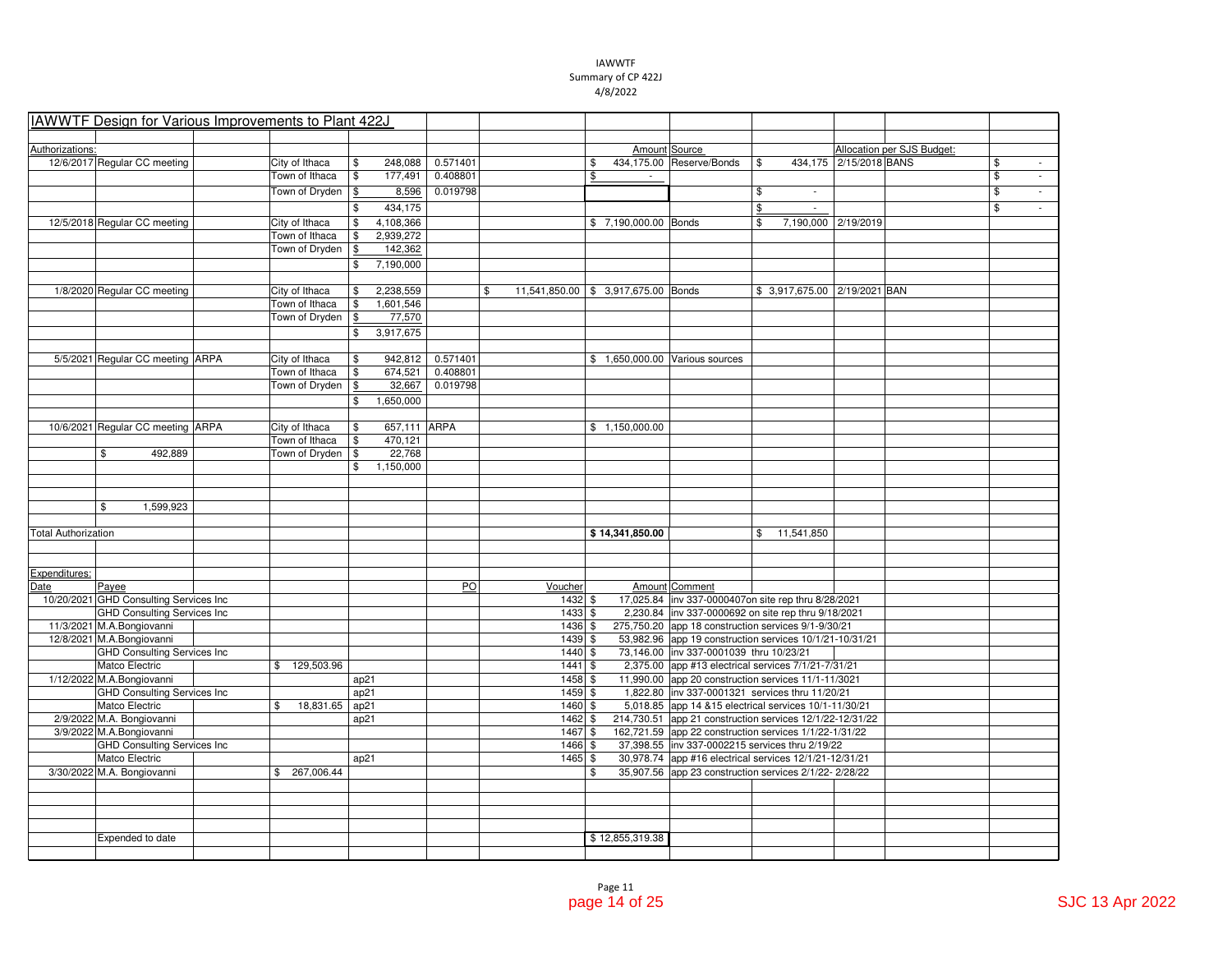IAWWTF
Summary of CP 422J
4/8/2022

| IAWWTF Design for Various Improvements to Plant 422J | | | | | | | | | | | | | |
|---|---|---|---|---|---|---|---|---|---|---|---|---|---|
| | | | | | | | | | | | | | |
| Authorizations: | | | | | | | | Amount | Source | | Allocation per SJS Budget: | | |
| 12/6/2017 | Regular CC meeting | | City of Ithaca | $ 248,088 | 0.571401 | | $ 434,175.00 | Reserve/Bonds | $ 434,175 | 2/15/2018 | BANS | | $ - |
| | | | Town of Ithaca | $ 177,491 | 0.408801 | | $ - | | | | | | $ - |
| | | | Town of Dryden | $ 8,596 | 0.019798 | | | | $ - | | | | $ - |
| | | | | $ 434,175 | | | | | $ - | | | | $ - |
| 12/5/2018 | Regular CC meeting | | City of Ithaca | $ 4,108,366 | | | $ 7,190,000.00 | Bonds | $ 7,190,000 | 2/19/2019 | | | |
| | | | Town of Ithaca | $ 2,939,272 | | | | | | | | | |
| | | | Town of Dryden | $ 142,362 | | | | | | | | | |
| | | | | $ 7,190,000 | | | | | | | | | |
| | | | | | | | | | | | | | |
| 1/8/2020 | Regular CC meeting | | City of Ithaca | $ 2,238,559 | | $ 11,541,850.00 | $ 3,917,675.00 | Bonds | $ 3,917,675.00 | 2/19/2021 | BAN | | |
| | | | Town of Ithaca | $ 1,601,546 | | | | | | | | | |
| | | | Town of Dryden | $ 77,570 | | | | | | | | | |
| | | | | $ 3,917,675 | | | | | | | | | |
| | | | | | | | | | | | | | |
| 5/5/2021 | Regular CC meeting | ARPA | City of Ithaca | $ 942,812 | 0.571401 | | $ 1,650,000.00 | Various sources | | | | | |
| | | | Town of Ithaca | $ 674,521 | 0.408801 | | | | | | | | |
| | | | Town of Dryden | $ 32,667 | 0.019798 | | | | | | | | |
| | | | | $ 1,650,000 | | | | | | | | | |
| | | | | | | | | | | | | | |
| 10/6/2021 | Regular CC meeting | ARPA | City of Ithaca | $ 657,111 | ARPA | | $ 1,150,000.00 | | | | | | |
| | | | Town of Ithaca | $ 470,121 | | | | | | | | | |
| | $ 492,889 | | Town of Dryden | $ 22,768 | | | | | | | | | |
| | | | | $ 1,150,000 | | | | | | | | | |
| | | | | | | | | | | | | | |
| | $ 1,599,923 | | | | | | | | | | | | |
| | | | | | | | | | | | | | |
| Total Authorization | | | | | | | **$ 14,341,850.00** | | $ 11,541,850 | | | | |
| | | | | | | | | | | | | | |
| Expenditures: | | | | | | | | | | | | | |
| Date | Payee | | | | PO | Voucher | Amount | Comment | | | | | |
| 10/20/2021 | GHD Consulting Services Inc | | | | | 1432 | $ 17,025.84 | inv 337-0000407on site rep thru 8/28/2021 | | | | | |
| | GHD Consulting Services Inc | | | | | 1433 | $ 2,230.84 | inv 337-0000692 on site rep thru 9/18/2021 | | | | | |
| 11/3/2021 | M.A.Bongiovanni | | | | | 1436 | $ 275,750.20 | app 18 construction services 9/1-9/30/21 | | | | | |
| 12/8/2021 | M.A.Bongiovanni | | | | | 1439 | $ 53,982.96 | app 19 construction services 10/1/21-10/31/21 | | | | | |
| | GHD Consulting Services Inc | | | | | 1440 | $ 73,146.00 | inv 337-0001039 thru 10/23/21 | | | | | |
| | Matco Electric | | $ 129,503.96 | | | 1441 | $ 2,375.00 | app #13 electrical services 7/1/21-7/31/21 | | | | | |
| 1/12/2022 | M.A.Bongiovanni | | | ap21 | | 1458 | $ 11,990.00 | app 20 construction services 11/1-11/3021 | | | | | |
| | GHD Consulting Services Inc | | | ap21 | | 1459 | $ 1,822.80 | inv 337-0001321 services thru 11/20/21 | | | | | |
| | Matco Electric | | $ 18,831.65 | ap21 | | 1460 | $ 5,018.85 | app 14 &15 electrical services 10/1-11/30/21 | | | | | |
| 2/9/2022 | M.A. Bongiovanni | | | ap21 | | 1462 | $ 214,730.51 | app 21 construction services 12/1/22-12/31/22 | | | | | |
| 3/9/2022 | M.A.Bongiovanni | | | | | 1467 | $ 162,721.59 | app 22 construction services 1/1/22-1/31/22 | | | | | |
| | GHD Consulting Services Inc | | | | | 1466 | $ 37,398.55 | inv 337-0002215 services thru 2/19/22 | | | | | |
| | Matco Electric | | | ap21 | | 1465 | $ 30,978.74 | app #16 electrical services 12/1/21-12/31/21 | | | | | |
| 3/30/2022 | M.A. Bongiovanni | | $ 267,006.44 | | | | $ 35,907.56 | app 23 construction services 2/1/22- 2/28/22 | | | | | |
| | | | | | | | | | | | | | |
| | Expended to date | | | | | | $ 12,855,319.38 | | | | | | |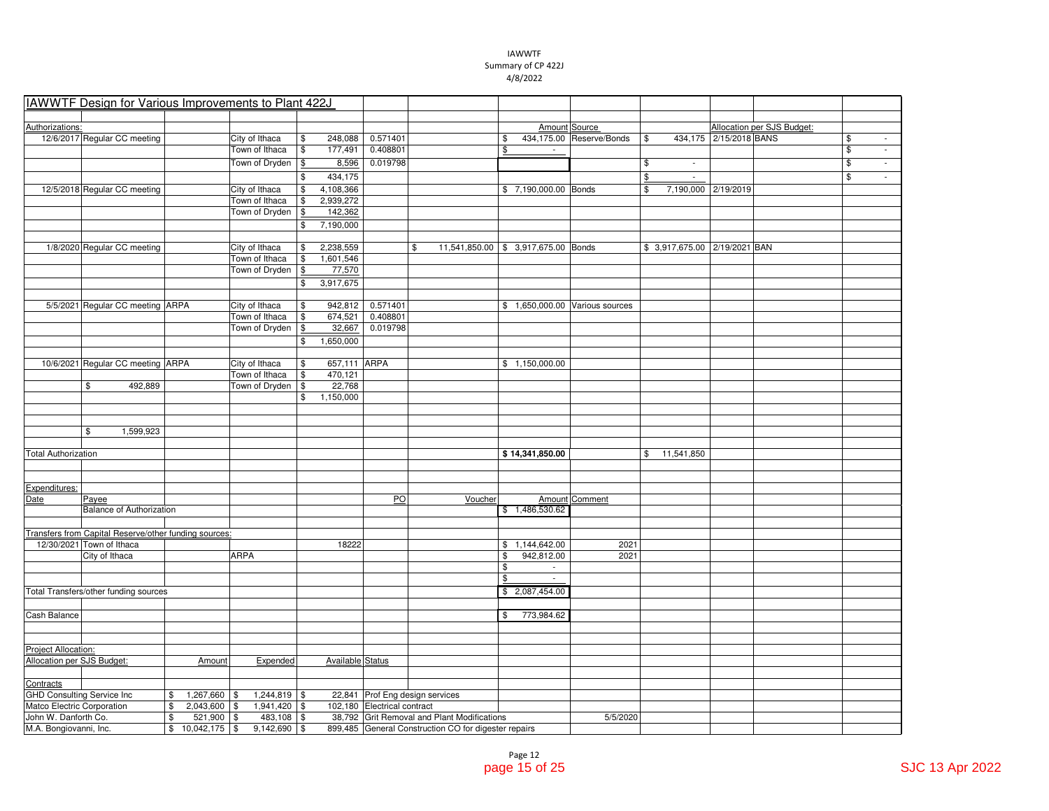IAWWTF
Summary of CP 422J
4/8/2022

## IAWWTF Design for Various Improvements to Plant 422J

| | | | | | | | | | | | | | |
|---|---|---|---|---|---|---|---|---|---|---|---|---|---|
| Authorizations: | | | | | | | Amount | Source | | Allocation per SJS Budget: | | | |
| 12/6/2017 | Regular CC meeting | | City of Ithaca | $ 248,088 | 0.571401 | | $ 434,175.00 | Reserve/Bonds | $ 434,175 | 2/15/2018 | BANS | | $ - |
| | | | Town of Ithaca | $ 177,491 | 0.408801 | | $ - | | | | | | $ - |
| | | | Town of Dryden | $ 8,596 | 0.019798 | | | | $ - | | | | $ - |
| | | | | $ 434,175 | | | | | $ - | | | | $ - |
| 12/5/2018 | Regular CC meeting | | City of Ithaca | $ 4,108,366 | | | $ 7,190,000.00 | Bonds | $ 7,190,000 | 2/19/2019 | | | |
| | | | Town of Ithaca | $ 2,939,272 | | | | | | | | | |
| | | | Town of Dryden | $ 142,362 | | | | | | | | | |
| | | | | $ 7,190,000 | | | | | | | | | |
| 1/8/2020 | Regular CC meeting | | City of Ithaca | $ 2,238,559 | | $ 11,541,850.00 | $ 3,917,675.00 | Bonds | $ 3,917,675.00 | 2/19/2021 | BAN | | |
| | | | Town of Ithaca | $ 1,601,546 | | | | | | | | | |
| | | | Town of Dryden | $ 77,570 | | | | | | | | | |
| | | | | $ 3,917,675 | | | | | | | | | |
| 5/5/2021 | Regular CC meeting | ARPA | City of Ithaca | $ 942,812 | 0.571401 | | $ 1,650,000.00 | Various sources | | | | | |
| | | | Town of Ithaca | $ 674,521 | 0.408801 | | | | | | | | |
| | | | Town of Dryden | $ 32,667 | 0.019798 | | | | | | | | |
| | | | | $ 1,650,000 | | | | | | | | | |
| 10/6/2021 | Regular CC meeting | ARPA | City of Ithaca | $ 657,111 | ARPA | | $ 1,150,000.00 | | | | | | |
| | | | Town of Ithaca | $ 470,121 | | | | | | | | | |
| | $ 492,889 | | Town of Dryden | $ 22,768 | | | | | | | | | |
| | | | | $ 1,150,000 | | | | | | | | | |
| | $ 1,599,923 | | | | | | | | | | | | |
| Total Authorization | | | | | | | **$ 14,341,850.00** | | $ 11,541,850 | | | | |

| | | | | | | | | |
|---|---|---|---|---|---|---|---|---|
| Expenditures: | | | | | | | | |
| Date | Payee | | | | PO | Voucher | Amount | Comment |
| | Balance of Authorization | | | | | | $ 1,486,530.62 | |
| Transfers from Capital Reserve/other funding sources: | | | | | | | | |
| 12/30/2021 | Town of Ithaca | | | 18222 | | | $ 1,144,642.00 | 2021 |
| | City of Ithaca | | ARPA | | | | $ 942,812.00 | 2021 |
| | | | | | | | $ - | |
| | | | | | | | $ - | |
| Total Transfers/other funding sources | | | | | | | $ 2,087,454.00 | |
| Cash Balance | | | | | | | $ 773,984.62 | |

| | | | | | |
|---|---|---|---|---|---|
| Project Allocation: | | | | | |
| Allocation per SJS Budget: | Amount | Expended | Available | Status | |
| Contracts | | | | | |
| GHD Consulting Service Inc | $ 1,267,660 | $ 1,244,819 | $ 22,841 | Prof Eng design services | |
| Matco Electric Corporation | $ 2,043,600 | $ 1,941,420 | $ 102,180 | Electrical contract | |
| John W. Danforth Co. | $ 521,900 | $ 483,108 | $ 38,792 | Grit Removal and Plant Modifications | 5/5/2020 |
| M.A. Bongiovanni, Inc. | $ 10,042,175 | $ 9,142,690 | $ 899,485 | General Construction CO for digester repairs | |

SJC 13 Apr 2022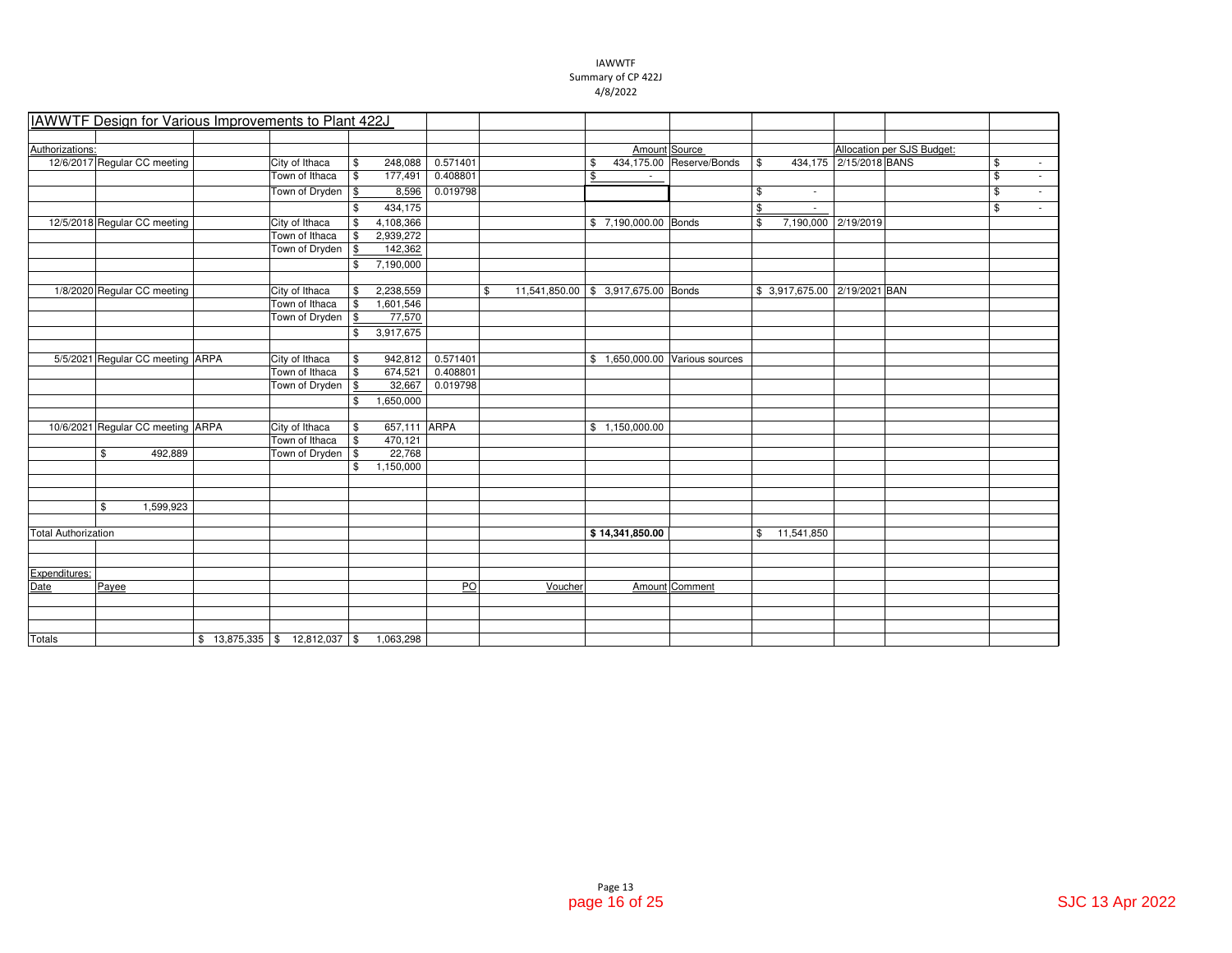IAWWTF
Summary of CP 422J
4/8/2022

| IAWWTF Design for Various Improvements to Plant 422J | | | | | | | | | | | | | |
|---|---|---|---|---|---|---|---|---|---|---|---|---|---|
| | | | | | | | | | | | | | |
| Authorizations: | | | | | | | Amount | Source | | Allocation per SJS Budget: | | | |
| 12/6/2017 | Regular CC meeting | | City of Ithaca | $ 248,088 | 0.571401 | | $ 434,175.00 | Reserve/Bonds | $ 434,175 | 2/15/2018 | BANS | | $ - |
| | | | Town of Ithaca | $ 177,491 | 0.408801 | | $ - | | | | | | $ - |
| | | | Town of Dryden | $ 8,596 | 0.019798 | | | | $ - | | | | $ - |
| | | | | $ 434,175 | | | | | $ - | | | | $ - |
| 12/5/2018 | Regular CC meeting | | City of Ithaca | $ 4,108,366 | | | $ 7,190,000.00 | Bonds | $ 7,190,000 | 2/19/2019 | | | |
| | | | Town of Ithaca | $ 2,939,272 | | | | | | | | | |
| | | | Town of Dryden | $ 142,362 | | | | | | | | | |
| | | | | $ 7,190,000 | | | | | | | | | |
| | | | | | | | | | | | | | |
| 1/8/2020 | Regular CC meeting | | City of Ithaca | $ 2,238,559 | | $ 11,541,850.00 | $ 3,917,675.00 | Bonds | $ 3,917,675.00 | 2/19/2021 | BAN | | |
| | | | Town of Ithaca | $ 1,601,546 | | | | | | | | | |
| | | | Town of Dryden | $ 77,570 | | | | | | | | | |
| | | | | $ 3,917,675 | | | | | | | | | |
| | | | | | | | | | | | | | |
| 5/5/2021 | Regular CC meeting | ARPA | City of Ithaca | $ 942,812 | 0.571401 | | $ 1,650,000.00 | Various sources | | | | | |
| | | | Town of Ithaca | $ 674,521 | 0.408801 | | | | | | | | |
| | | | Town of Dryden | $ 32,667 | 0.019798 | | | | | | | | |
| | | | | $ 1,650,000 | | | | | | | | | |
| | | | | | | | | | | | | | |
| 10/6/2021 | Regular CC meeting | ARPA | City of Ithaca | $ 657,111 | ARPA | | $ 1,150,000.00 | | | | | | |
| | | | Town of Ithaca | $ 470,121 | | | | | | | | | |
| | $ 492,889 | | Town of Dryden | $ 22,768 | | | | | | | | | |
| | | | | $ 1,150,000 | | | | | | | | | |
| | | | | | | | | | | | | | |
| | | | | | | | | | | | | | |
| | $ 1,599,923 | | | | | | | | | | | | |
| | | | | | | | | | | | | | |
| Total Authorization | | | | | | | **$ 14,341,850.00** | | $ 11,541,850 | | | | |
| | | | | | | | | | | | | | |
| | | | | | | | | | | | | | |
| Expenditures: | | | | | | | | | | | | | |
| Date | Payee | | | | PO | Voucher | Amount | Comment | | | | | |
| | | | | | | | | | | | | | |
| | | | | | | | | | | | | | |
| | | | | | | | | | | | | | |
| Totals | | $ 13,875,335 | $ 12,812,037 | $ 1,063,298 | | | | | | | | | |

Page 13

SJC 13 Apr 2022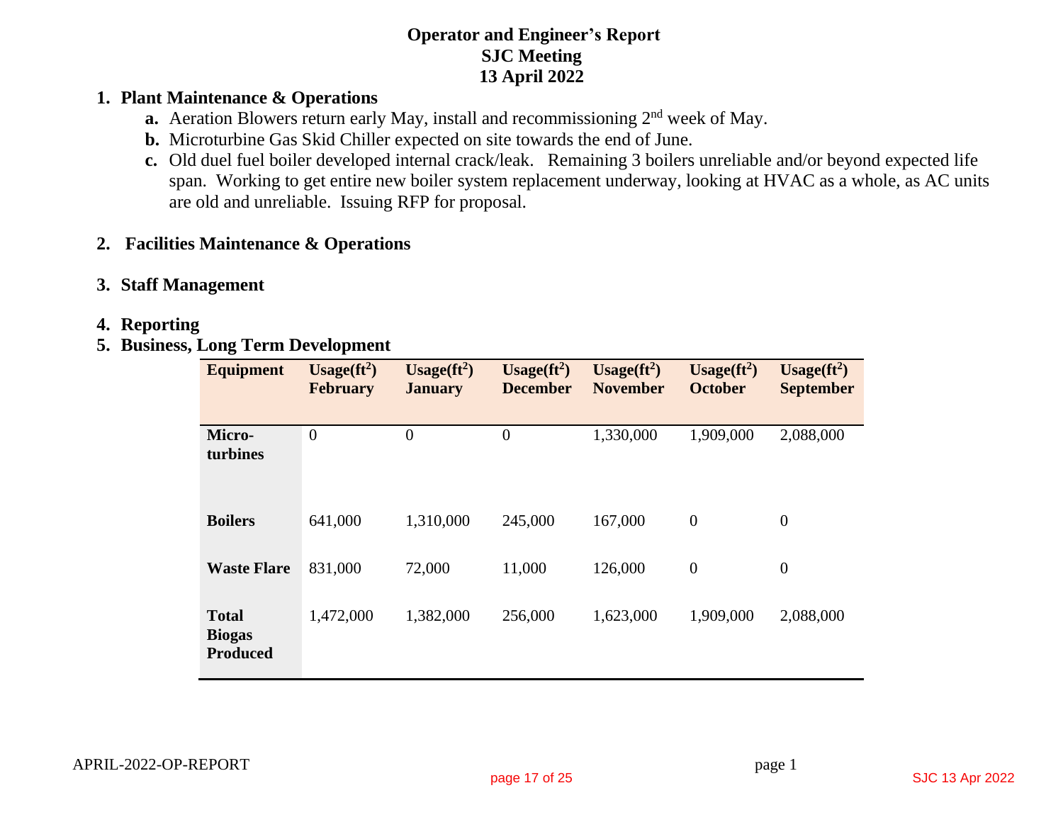# Operator and Engineer's Report
## SJC Meeting
## 13 April 2022

1. **Plant Maintenance & Operations**
   - **a.** Aeration Blowers return early May, install and recommissioning 2nd week of May.
   - **b.** Microturbine Gas Skid Chiller expected on site towards the end of June.
   - **c.** Old duel fuel boiler developed internal crack/leak. Remaining 3 boilers unreliable and/or beyond expected life span. Working to get entire new boiler system replacement underway, looking at HVAC as a whole, as AC units are old and unreliable. Issuing RFP for proposal.

2. **Facilities Maintenance & Operations**

3. **Staff Management**

4. **Reporting**

5. **Business, Long Term Development**

| Equipment | Usage($ft^2$) February | Usage($ft^2$) January | Usage($ft^2$) December | Usage($ft^2$) November | Usage($ft^2$) October | Usage($ft^2$) September |
|---|---|---|---|---|---|---|
| **Micro-turbines** | 0 | 0 | 0 | 1,330,000 | 1,909,000 | 2,088,000 |
| **Boilers** | 641,000 | 1,310,000 | 245,000 | 167,000 | 0 | 0 |
| **Waste Flare** | 831,000 | 72,000 | 11,000 | 126,000 | 0 | 0 |
| **Total Biogas Produced** | 1,472,000 | 1,382,000 | 256,000 | 1,623,000 | 1,909,000 | 2,088,000 |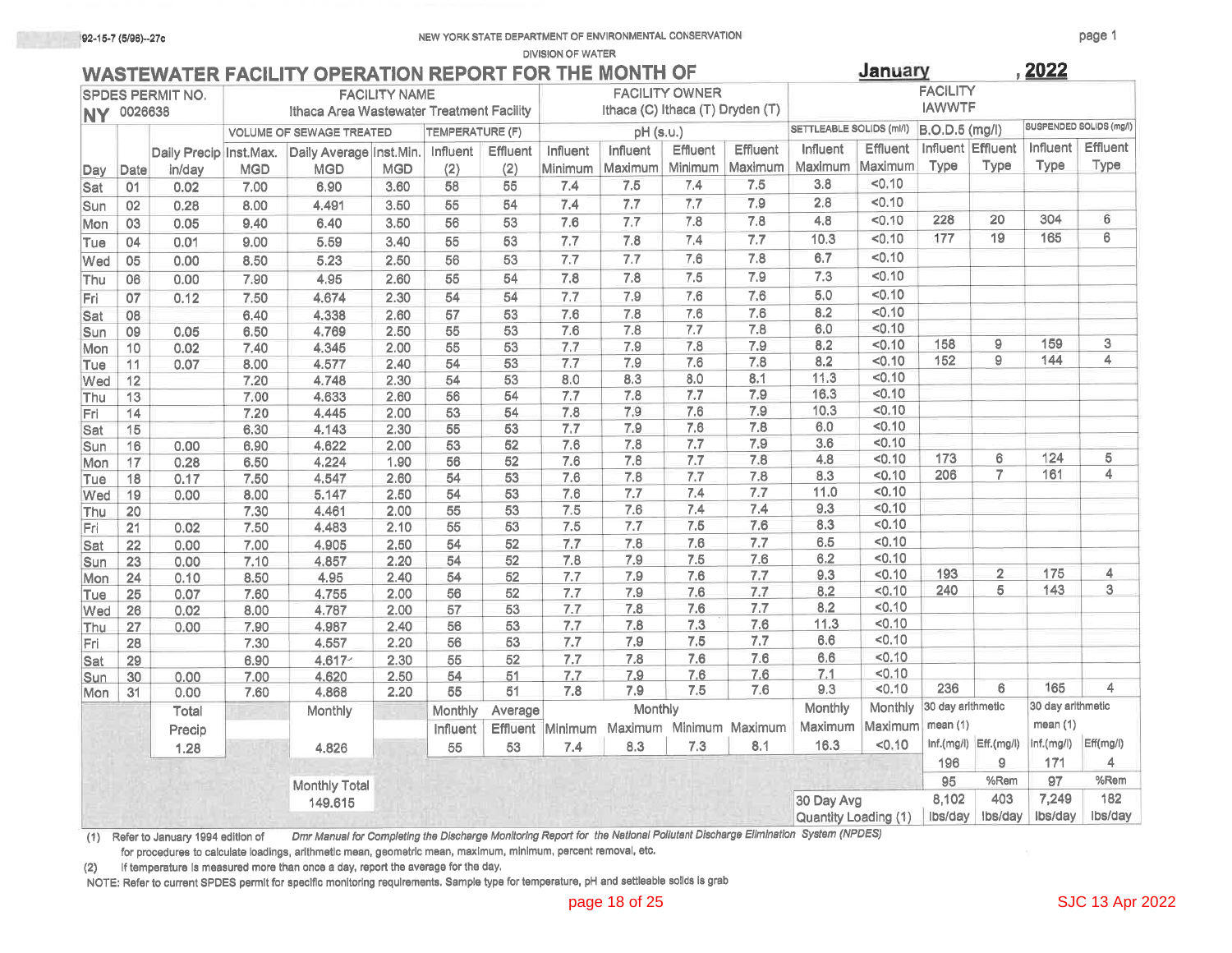92-15-7 (5/98)--27c

NEW YORK STATE DEPARTMENT OF ENVIRONMENTAL CONSERVATION

DIVISION OF WATER

# WASTEWATER FACILITY OPERATION REPORT FOR THE MONTH OF January, 2022

| SPDES PERMIT NO. | FACILITY NAME | FACILITY OWNER | FACILITY |
|---|---|---|---|
| NY 0026638 | Ithaca Area Wastewater Treatment Facility | Ithaca (C) Ithaca (T) Dryden (T) | IAWWTF |

| Day | Date | Daily Precip in/day | VOLUME OF SEWAGE TREATED Inst.Max. MGD | Daily Average MGD | Inst.Min. MGD | TEMPERATURE (F) Influent (2) | Effluent (2) | pH (s.u.) Influent Minimum | Influent Maximum | Effluent Minimum | Effluent Maximum | SETTLEABLE SOLIDS (ml/l) Influent Maximum | Effluent Maximum | B.O.D.5 (mg/l) Influent Type | Effluent Type | SUSPENDED SOLIDS (mg/l) Influent Type | Effluent Type |
|---|---|---|---|---|---|---|---|---|---|---|---|---|---|---|---|---|---|
| Sat | 01 | 0.02 | 7.00 | 6.90 | 3.60 | 58 | 55 | 7.4 | 7.5 | 7.4 | 7.5 | 3.8 | <0.10 | | | | |
| Sun | 02 | 0.28 | 8.00 | 4.491 | 3.50 | 55 | 54 | 7.4 | 7.7 | 7.7 | 7.9 | 2.8 | <0.10 | | | | |
| Mon | 03 | 0.05 | 9.40 | 6.40 | 3.50 | 56 | 53 | 7.6 | 7.7 | 7.8 | 7.8 | 4.8 | <0.10 | 228 | 20 | 304 | 6 |
| Tue | 04 | 0.01 | 9.00 | 5.59 | 3.40 | 55 | 53 | 7.7 | 7.8 | 7.4 | 7.7 | 10.3 | <0.10 | 177 | 19 | 165 | 6 |
| Wed | 05 | 0.00 | 8.50 | 5.23 | 2.50 | 56 | 53 | 7.7 | 7.7 | 7.6 | 7.8 | 6.7 | <0.10 | | | | |
| Thu | 06 | 0.00 | 7.90 | 4.95 | 2.60 | 55 | 54 | 7.8 | 7.8 | 7.5 | 7.9 | 7.3 | <0.10 | | | | |
| Fri | 07 | 0.12 | 7.50 | 4.674 | 2.30 | 54 | 54 | 7.7 | 7.9 | 7.6 | 7.6 | 5.0 | <0.10 | | | | |
| Sat | 08 | | 6.40 | 4.338 | 2.60 | 57 | 53 | 7.6 | 7.8 | 7.6 | 7.6 | 8.2 | <0.10 | | | | |
| Sun | 09 | 0.05 | 6.50 | 4.769 | 2.50 | 55 | 53 | 7.6 | 7.8 | 7.7 | 7.8 | 6.0 | <0.10 | | | | |
| Mon | 10 | 0.02 | 7.40 | 4.345 | 2.00 | 55 | 53 | 7.7 | 7.9 | 7.8 | 7.9 | 8.2 | <0.10 | 158 | 9 | 159 | 3 |
| Tue | 11 | 0.07 | 8.00 | 4.577 | 2.40 | 54 | 53 | 7.7 | 7.9 | 7.6 | 7.8 | 8.2 | <0.10 | 152 | 9 | 144 | 4 |
| Wed | 12 | | 7.20 | 4.748 | 2.30 | 54 | 53 | 8.0 | 8.3 | 8.0 | 8.1 | 11.3 | <0.10 | | | | |
| Thu | 13 | | 7.00 | 4.633 | 2.60 | 56 | 54 | 7.7 | 7.8 | 7.7 | 7.9 | 16.3 | <0.10 | | | | |
| Fri | 14 | | 7.20 | 4.445 | 2.00 | 53 | 54 | 7.8 | 7.9 | 7.6 | 7.9 | 10.3 | <0.10 | | | | |
| Sat | 15 | | 6.30 | 4.143 | 2.30 | 55 | 53 | 7.7 | 7.9 | 7.6 | 7.8 | 6.0 | <0.10 | | | | |
| Sun | 16 | 0.00 | 6.90 | 4.622 | 2.00 | 53 | 52 | 7.6 | 7.8 | 7.7 | 7.9 | 3.6 | <0.10 | | | | |
| Mon | 17 | 0.28 | 6.50 | 4.224 | 1.90 | 56 | 52 | 7.6 | 7.8 | 7.7 | 7.8 | 4.8 | <0.10 | 173 | 6 | 124 | 5 |
| Tue | 18 | 0.17 | 7.50 | 4.547 | 2.60 | 54 | 53 | 7.6 | 7.8 | 7.7 | 7.8 | 8.3 | <0.10 | 206 | 7 | 161 | 4 |
| Wed | 19 | 0.00 | 8.00 | 5.147 | 2.50 | 54 | 53 | 7.6 | 7.7 | 7.4 | 7.7 | 11.0 | <0.10 | | | | |
| Thu | 20 | | 7.30 | 4.461 | 2.00 | 55 | 53 | 7.5 | 7.6 | 7.4 | 7.4 | 9.3 | <0.10 | | | | |
| Fri | 21 | 0.02 | 7.50 | 4.483 | 2.10 | 55 | 53 | 7.5 | 7.7 | 7.5 | 7.6 | 8.3 | <0.10 | | | | |
| Sat | 22 | 0.00 | 7.00 | 4.905 | 2.50 | 54 | 52 | 7.7 | 7.8 | 7.6 | 7.7 | 6.5 | <0.10 | | | | |
| Sun | 23 | 0.00 | 7.10 | 4.857 | 2.20 | 54 | 52 | 7.8 | 7.9 | 7.5 | 7.6 | 6.2 | <0.10 | | | | |
| Mon | 24 | 0.10 | 8.50 | 4.95 | 2.40 | 54 | 52 | 7.7 | 7.9 | 7.6 | 7.7 | 9.3 | <0.10 | 193 | 2 | 175 | 4 |
| Tue | 25 | 0.07 | 7.60 | 4.755 | 2.00 | 56 | 52 | 7.7 | 7.9 | 7.6 | 7.7 | 8.2 | <0.10 | 240 | 5 | 143 | 3 |
| Wed | 26 | 0.02 | 8.00 | 4.787 | 2.00 | 57 | 53 | 7.7 | 7.8 | 7.6 | 7.7 | 8.2 | <0.10 | | | | |
| Thu | 27 | 0.00 | 7.90 | 4.987 | 2.40 | 56 | 53 | 7.7 | 7.8 | 7.3 | 7.6 | 11.3 | <0.10 | | | | |
| Fri | 28 | | 7.30 | 4.557 | 2.20 | 56 | 53 | 7.7 | 7.9 | 7.5 | 7.7 | 6.6 | <0.10 | | | | |
| Sat | 29 | | 6.90 | 4.617 | 2.30 | 55 | 52 | 7.7 | 7.8 | 7.6 | 7.6 | 6.6 | <0.10 | | | | |
| Sun | 30 | 0.00 | 7.00 | 4.620 | 2.50 | 54 | 51 | 7.7 | 7.9 | 7.6 | 7.6 | 7.1 | <0.10 | | | | |
| Mon | 31 | 0.00 | 7.60 | 4.868 | 2.20 | 55 | 51 | 7.8 | 7.9 | 7.5 | 7.6 | 9.3 | <0.10 | 236 | 6 | 165 | 4 |
| | | Total Precip 1.28 | | Monthly 4.826 | | Monthly Influent 55 | Average Effluent 53 | Monthly Minimum 7.4 | Maximum 8.3 | Minimum 7.3 | Maximum 8.1 | Monthly Maximum 16.3 | Monthly Maximum <0.10 | 30 day arithmetic mean (1) Inf.(mg/l) 196 | Eff.(mg/l) 9 | 30 day arithmetic mean (1) Inf.(mg/l) 171 | Eff(mg/l) 4 |
| | | | | Monthly Total 149.615 | | | | | | | | | | 95 | %Rem | 97 | %Rem |
| | | | | | | | | | | | | 30 Day Avg Quantity Loading (1) | | 8,102 lbs/day | 403 lbs/day | 7,249 lbs/day | 182 lbs/day |

(1) Refer to January 1994 edition of *Dmr Manual for Completing the Discharge Monitoring Report for the National Pollutant Discharge Elimination System (NPDES)* for procedures to calculate loadings, arithmetic mean, geometric mean, maximum, minimum, percent removal, etc.

(2) If temperature is measured more than once a day, report the average for the day.

NOTE: Refer to current SPDES permit for specific monitoring requirements. Sample type for temperature, pH and settleable solids is grab

SJC 13 Apr 2022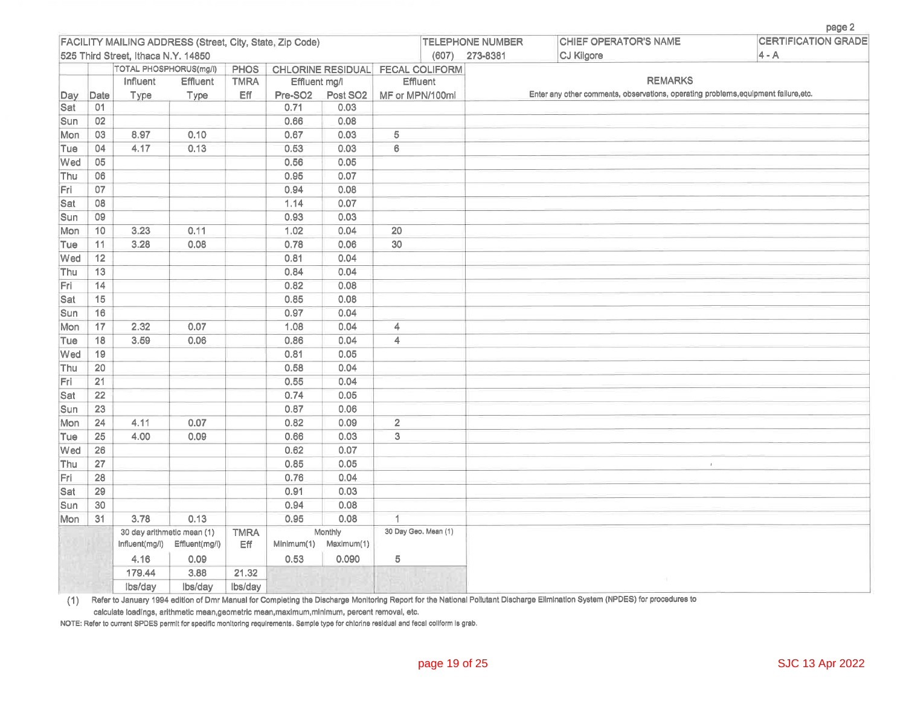| FACILITY MAILING ADDRESS (Street, City, State, Zip Code) | TELEPHONE NUMBER | CHIEF OPERATOR'S NAME | CERTIFICATION GRADE |
|---|---|---|---|
| 525 Third Street, Ithaca N.Y. 14850 | (607) 273-8381 | CJ Kilgore | 4 - A |

| | | TOTAL PHOSPHORUS(mg/l) | | PHOS | CHLORINE RESIDUAL | | FECAL COLIFORM | |
|---|---|---|---|---|---|---|---|---|
| | | Influent | Effluent | TMRA | Effluent mg/l | | Effluent | REMARKS |
| Day | Date | Type | Type | Eff | Pre-SO2 | Post SO2 | MF or MPN/100ml | Enter any other comments, observations, operating problems,equipment failure,etc. |
| Sat | 01 | | | | 0.71 | 0.03 | | |
| Sun | 02 | | | | 0.66 | 0.08 | | |
| Mon | 03 | 8.97 | 0.10 | | 0.67 | 0.03 | 5 | |
| Tue | 04 | 4.17 | 0.13 | | 0.53 | 0.03 | 6 | |
| Wed | 05 | | | | 0.56 | 0.05 | | |
| Thu | 06 | | | | 0.95 | 0.07 | | |
| Fri | 07 | | | | 0.94 | 0.08 | | |
| Sat | 08 | | | | 1.14 | 0.07 | | |
| Sun | 09 | | | | 0.93 | 0.03 | | |
| Mon | 10 | 3.23 | 0.11 | | 1.02 | 0.04 | 20 | |
| Tue | 11 | 3.28 | 0.08 | | 0.78 | 0.06 | 30 | |
| Wed | 12 | | | | 0.81 | 0.04 | | |
| Thu | 13 | | | | 0.84 | 0.04 | | |
| Fri | 14 | | | | 0.82 | 0.08 | | |
| Sat | 15 | | | | 0.85 | 0.08 | | |
| Sun | 16 | | | | 0.97 | 0.04 | | |
| Mon | 17 | 2.32 | 0.07 | | 1.08 | 0.04 | 4 | |
| Tue | 18 | 3.59 | 0.06 | | 0.86 | 0.04 | 4 | |
| Wed | 19 | | | | 0.81 | 0.05 | | |
| Thu | 20 | | | | 0.58 | 0.04 | | |
| Fri | 21 | | | | 0.55 | 0.04 | | |
| Sat | 22 | | | | 0.74 | 0.05 | | |
| Sun | 23 | | | | 0.87 | 0.06 | | |
| Mon | 24 | 4.11 | 0.07 | | 0.82 | 0.09 | 2 | |
| Tue | 25 | 4.00 | 0.09 | | 0.66 | 0.03 | 3 | |
| Wed | 26 | | | | 0.62 | 0.07 | | |
| Thu | 27 | | | | 0.85 | 0.05 | | |
| Fri | 28 | | | | 0.76 | 0.04 | | |
| Sat | 29 | | | | 0.91 | 0.03 | | |
| Sun | 30 | | | | 0.94 | 0.08 | | |
| Mon | 31 | 3.78 | 0.13 | | 0.95 | 0.08 | 1 | |
| | | 30 day arithmetic mean (1) | | TMRA | Monthly | | 30 Day Geo. Mean (1) | |
| | | Influent(mg/l) | Effluent(mg/l) | Eff | Minimum(1) | Maximum(1) | | |
| | | 4.16 | 0.09 | | 0.53 | 0.090 | 5 | |
| | | 179.44 | 3.88 | 21.32 | | | | |
| | | lbs/day | lbs/day | lbs/day | | | | |

(1) Refer to January 1994 edition of Dmr Manual for Completing the Discharge Monitoring Report for the National Pollutant Discharge Elimination System (NPDES) for procedures to calculate loadings, arithmetic mean,geometric mean,maximum,minimum, percent removal, etc.

NOTE: Refer to current SPDES permit for specific monitoring requirements. Sample type for chlorine residual and fecal coliform is grab.

SJC 13 Apr 2022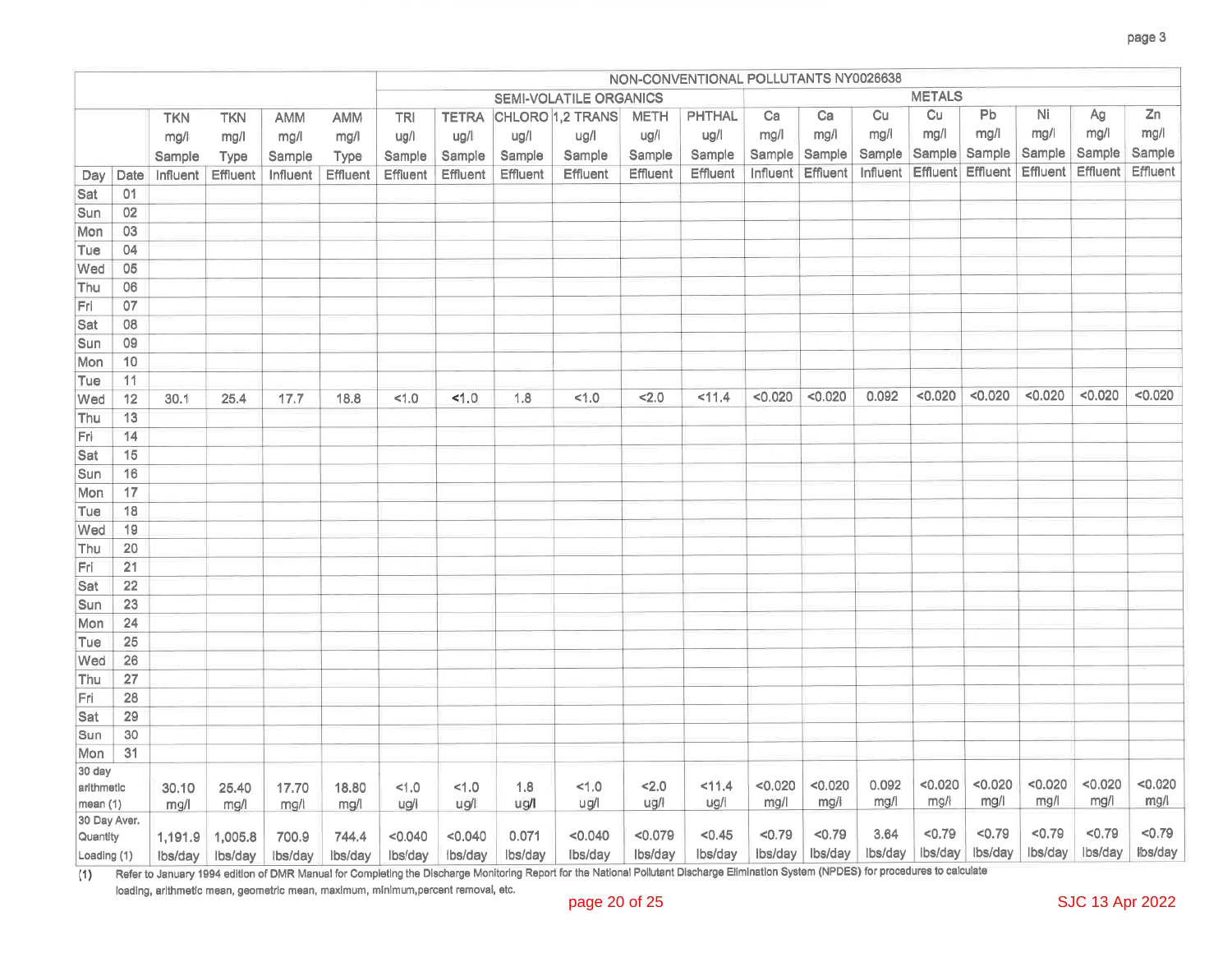| | | | | | | NON-CONVENTIONAL POLLUTANTS NY0026638 | | | | | | | | | | | | | | | |
|---|---|---|---|---|---|---|---|---|---|---|---|---|---|---|---|---|---|---|---|---|---|
| | | | | | | SEMI-VOLATILE ORGANICS | | | | | | METALS | | | | | | | | | |
| | | TKN mg/l Sample | TKN mg/l Type | AMM mg/l Sample | AMM mg/l Type | TRI ug/l Sample | TETRA ug/l Sample | CHLORO ug/l Sample | 1,2 TRANS ug/l Sample | METH ug/l Sample | PHTHAL ug/l Sample | Ca mg/l Sample | Ca mg/l Sample | Cu mg/l Sample | Cu mg/l Sample | Pb mg/l Sample | Ni mg/l Sample | Ag mg/l Sample | Zn mg/l Sample | | |
| Day | Date | Influent | Effluent | Influent | Effluent | Effluent | Effluent | Effluent | Effluent | Effluent | Effluent | Influent | Effluent | Influent | Effluent | Effluent | Effluent | Effluent | Effluent | | |
| Sat | 01 | | | | | | | | | | | | | | | | | | | | |
| Sun | 02 | | | | | | | | | | | | | | | | | | | | |
| Mon | 03 | | | | | | | | | | | | | | | | | | | | |
| Tue | 04 | | | | | | | | | | | | | | | | | | | | |
| Wed | 05 | | | | | | | | | | | | | | | | | | | | |
| Thu | 06 | | | | | | | | | | | | | | | | | | | | |
| Fri | 07 | | | | | | | | | | | | | | | | | | | | |
| Sat | 08 | | | | | | | | | | | | | | | | | | | | |
| Sun | 09 | | | | | | | | | | | | | | | | | | | | |
| Mon | 10 | | | | | | | | | | | | | | | | | | | | |
| Tue | 11 | | | | | | | | | | | | | | | | | | | | |
| Wed | 12 | 30.1 | 25.4 | 17.7 | 18.8 | <1.0 | <1.0 | 1.8 | <1.0 | <2.0 | <11.4 | <0.020 | <0.020 | 0.092 | <0.020 | <0.020 | <0.020 | <0.020 | <0.020 | | |
| Thu | 13 | | | | | | | | | | | | | | | | | | | | |
| Fri | 14 | | | | | | | | | | | | | | | | | | | | |
| Sat | 15 | | | | | | | | | | | | | | | | | | | | |
| Sun | 16 | | | | | | | | | | | | | | | | | | | | |
| Mon | 17 | | | | | | | | | | | | | | | | | | | | |
| Tue | 18 | | | | | | | | | | | | | | | | | | | | |
| Wed | 19 | | | | | | | | | | | | | | | | | | | | |
| Thu | 20 | | | | | | | | | | | | | | | | | | | | |
| Fri | 21 | | | | | | | | | | | | | | | | | | | | |
| Sat | 22 | | | | | | | | | | | | | | | | | | | | |
| Sun | 23 | | | | | | | | | | | | | | | | | | | | |
| Mon | 24 | | | | | | | | | | | | | | | | | | | | |
| Tue | 25 | | | | | | | | | | | | | | | | | | | | |
| Wed | 26 | | | | | | | | | | | | | | | | | | | | |
| Thu | 27 | | | | | | | | | | | | | | | | | | | | |
| Fri | 28 | | | | | | | | | | | | | | | | | | | | |
| Sat | 29 | | | | | | | | | | | | | | | | | | | | |
| Sun | 30 | | | | | | | | | | | | | | | | | | | | |
| Mon | 31 | | | | | | | | | | | | | | | | | | | | |
| 30 day arithmetic mean (1) | | 30.10 mg/l | 25.40 mg/l | 17.70 mg/l | 18.80 mg/l | <1.0 ug/l | <1.0 ug/l | 1.8 ug/l | <1.0 ug/l | <2.0 ug/l | <11.4 ug/l | <0.020 mg/l | <0.020 mg/l | 0.092 mg/l | <0.020 mg/l | <0.020 mg/l | <0.020 mg/l | <0.020 mg/l | <0.020 mg/l | | |
| 30 Day Aver. Quantity Loading (1) | | 1,191.9 lbs/day | 1,005.8 lbs/day | 700.9 lbs/day | 744.4 lbs/day | <0.040 lbs/day | <0.040 lbs/day | 0.071 lbs/day | <0.040 lbs/day | <0.079 lbs/day | <0.45 lbs/day | <0.79 lbs/day | <0.79 lbs/day | 3.64 lbs/day | <0.79 lbs/day | <0.79 lbs/day | <0.79 lbs/day | <0.79 lbs/day | <0.79 lbs/day | | |

(1) Refer to January 1994 edition of DMR Manual for Completing the Discharge Monitoring Report for the National Pollutant Discharge Elimination System (NPDES) for procedures to calculate loading, arithmetic mean, geometric mean, maximum, minimum, percent removal, etc.

SJC 13 Apr 2022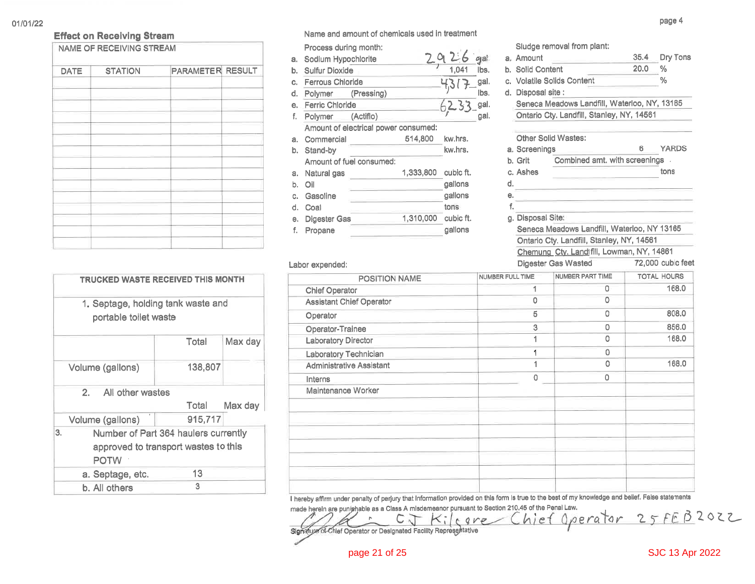01/01/22

## Effect on Receiving Stream

NAME OF RECEIVING STREAM

| DATE | STATION | PARAMETER | RESULT |
|---|---|---|---|
| | | | |
| | | | |
| | | | |
| | | | |
| | | | |
| | | | |
| | | | |
| | | | |
| | | | |
| | | | |
| | | | |
| | | | |
| | | | |
| | | | |
| | | | |

### TRUCKED WASTE RECEIVED THIS MONTH

1. Septage, holding tank waste and portable toilet waste

| | Total | Max day |
|---|---|---|
| Volume (gallons) | 138,807 | |

2. All other wastes

| | Total | Max day |
|---|---|---|
| Volume (gallons) | 915,717 | |

3. Number of Part 364 haulers currently approved to transport wastes to this POTW

| | |
|---|---|
| a. Septage, etc. | 13 |
| b. All others | 3 |

### Name and amount of chemicals used in treatment

Process during month:

| | | | |
|---|---|---|---|
| a. | Sodium Hypochlorite | 2,926 | gal. |
| b. | Sulfur Dioxide | 1,041 | lbs. |
| c. | Ferrous Chloride | 4,317 | gal. |
| d. | Polymer (Pressing) | | lbs. |
| e. | Ferric Chloride | 6,233 | gal. |
| f. | Polymer (Actiflo) | | gal. |

Amount of electrical power consumed:

| | | | |
|---|---|---|---|
| a. | Commercial | 514,800 | kw.hrs. |
| b. | Stand-by | | kw.hrs. |

Amount of fuel consumed:

| | | | |
|---|---|---|---|
| a. | Natural gas | 1,333,800 | cubic ft. |
| b. | Oil | | gallons |
| c. | Gasoline | | gallons |
| d. | Coal | | tons |
| e. | Digester Gas | 1,310,000 | cubic ft. |
| f. | Propane | | gallons |

### Sludge removal from plant:

| | | | |
|---|---|---|---|
| a. | Amount | 35.4 | Dry Tons |
| b. | Solid Content | 20.0 | % |
| c. | Volatile Solids Content | | % |

d. Disposal site :
Seneca Meadows Landfill, Waterloo, NY, 13165
Ontario Cty. Landfill, Stanley, NY, 14561

### Other Solid Wastes:

| | | | |
|---|---|---|---|
| a. | Screenings | 6 | YARDS |
| b. | Grit | Combined amt. with screenings | |
| c. | Ashes | | tons |
| d. | | | |
| e. | | | |
| f. | | | |

g. Disposal Site:
Seneca Meadows Landfill, Waterloo, NY 13165
Ontario Cty. Landfill, Stanley, NY, 14561
Chemung Cty. Landfill, Lowman, NY, 14861
Digester Gas Wasted 72,000 cubic feet

### Labor expended:

| POSITION NAME | NUMBER FULL TIME | NUMBER PART TIME | TOTAL HOURS |
|---|---|---|---|
| Chief Operator | 1 | 0 | 168.0 |
| Assistant Chief Operator | 0 | 0 | |
| Operator | 5 | 0 | 808.0 |
| Operator-Trainee | 3 | 0 | 856.0 |
| Laboratory Director | 1 | 0 | 168.0 |
| Laboratory Technician | 1 | 0 | |
| Administrative Assistant | 1 | 0 | 168.0 |
| Interns | 0 | 0 | |
| Maintenance Worker | | | |
| | | | |
| | | | |
| | | | |
| | | | |
| | | | |
| | | | |

I hereby affirm under penalty of perjury that information provided on this form is true to the best of my knowledge and belief. False statements made herein are punishable as a Class A misdemeanor pursuant to Section 210.45 of the Penal Law.

CJ Kilgore Chief Operator 25 FEB 2022

Signature of Chief Operator or Designated Facility Representative

SJC 13 Apr 2022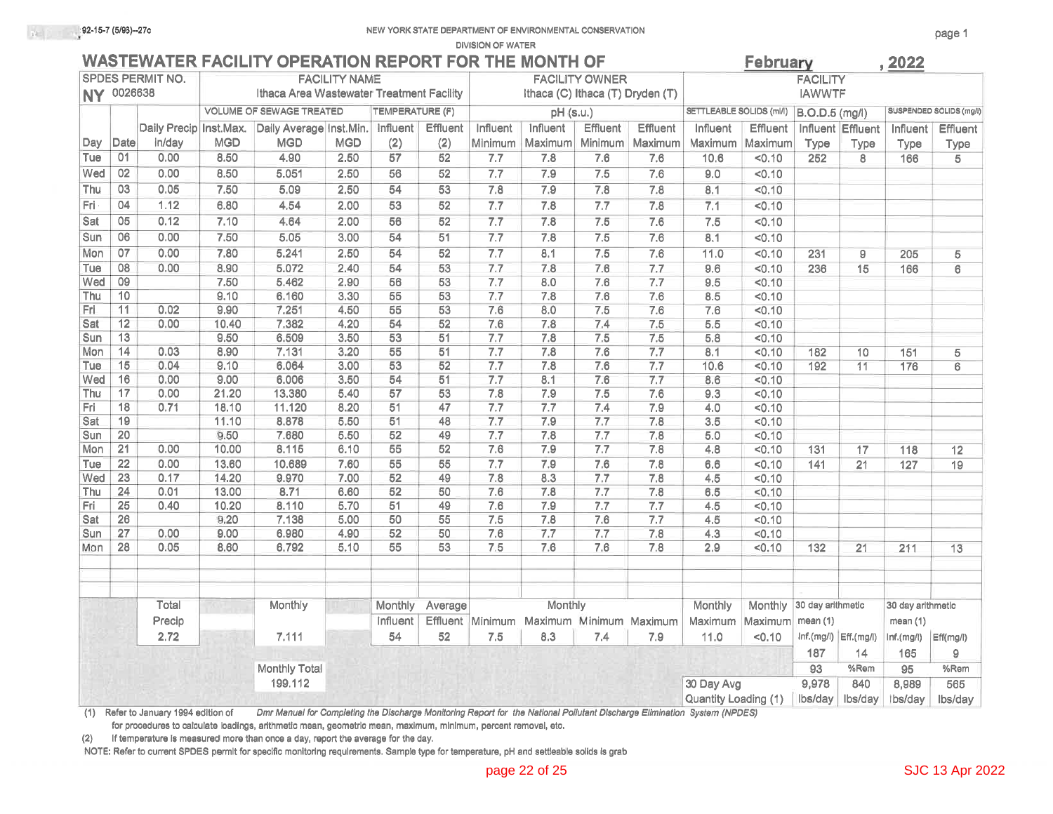92-15-7 (5/93)--27c

NEW YORK STATE DEPARTMENT OF ENVIRONMENTAL CONSERVATION

DIVISION OF WATER

# WASTEWATER FACILITY OPERATION REPORT FOR THE MONTH OF February, 2022

| SPDES PERMIT NO. | FACILITY NAME | FACILITY OWNER | FACILITY |
|---|---|---|---|
| NY 0026638 | Ithaca Area Wastewater Treatment Facility | Ithaca (C) Ithaca (T) Dryden (T) | IAWWTF |

| | | | VOLUME OF SEWAGE TREATED | | | TEMPERATURE (F) | | pH (s.u.) | | | | SETTLEABLE SOLIDS (ml/l) | | B.O.D.5 (mg/l) | | SUSPENDED SOLIDS (mg/l) | |
|---|---|---|---|---|---|---|---|---|---|---|---|---|---|---|---|---|---|
| Day | Date | Daily Precip in/day | Inst.Max. MGD | Daily Average MGD | Inst.Min. MGD | Influent (2) | Effluent (2) | Influent Minimum | Influent Maximum | Effluent Minimum | Effluent Maximum | Influent Maximum | Effluent Maximum | Influent Type | Effluent Type | Influent Type | Effluent Type |
| Tue | 01 | 0.00 | 8.50 | 4.90 | 2.50 | 57 | 52 | 7.7 | 7.8 | 7.6 | 7.6 | 10.6 | <0.10 | 252 | 8 | 166 | 5 |
| Wed | 02 | 0.00 | 8.50 | 5.051 | 2.50 | 56 | 52 | 7.7 | 7.9 | 7.5 | 7.6 | 9.0 | <0.10 | | | | |
| Thu | 03 | 0.05 | 7.50 | 5.09 | 2.50 | 54 | 53 | 7.8 | 7.9 | 7.8 | 7.8 | 8.1 | <0.10 | | | | |
| Fri | 04 | 1.12 | 6.80 | 4.54 | 2.00 | 53 | 52 | 7.7 | 7.8 | 7.7 | 7.8 | 7.1 | <0.10 | | | | |
| Sat | 05 | 0.12 | 7.10 | 4.64 | 2.00 | 56 | 52 | 7.7 | 7.8 | 7.5 | 7.6 | 7.5 | <0.10 | | | | |
| Sun | 06 | 0.00 | 7.50 | 5.05 | 3.00 | 54 | 51 | 7.7 | 7.8 | 7.5 | 7.6 | 8.1 | <0.10 | | | | |
| Mon | 07 | 0.00 | 7.80 | 5.241 | 2.50 | 54 | 52 | 7.7 | 8.1 | 7.5 | 7.6 | 11.0 | <0.10 | 231 | 9 | 205 | 5 |
| Tue | 08 | 0.00 | 8.90 | 5.072 | 2.40 | 54 | 53 | 7.7 | 7.8 | 7.6 | 7.7 | 9.6 | <0.10 | 236 | 15 | 166 | 6 |
| Wed | 09 | | 7.50 | 5.462 | 2.90 | 56 | 53 | 7.7 | 8.0 | 7.6 | 7.7 | 9.5 | <0.10 | | | | |
| Thu | 10 | | 9.10 | 6.160 | 3.30 | 55 | 53 | 7.7 | 7.8 | 7.6 | 7.6 | 8.5 | <0.10 | | | | |
| Fri | 11 | 0.02 | 9.90 | 7.251 | 4.50 | 55 | 53 | 7.6 | 8.0 | 7.5 | 7.6 | 7.6 | <0.10 | | | | |
| Sat | 12 | 0.00 | 10.40 | 7.382 | 4.20 | 54 | 52 | 7.6 | 7.8 | 7.4 | 7.5 | 5.5 | <0.10 | | | | |
| Sun | 13 | | 9.50 | 6.509 | 3.50 | 53 | 51 | 7.7 | 7.8 | 7.5 | 7.5 | 5.8 | <0.10 | | | | |
| Mon | 14 | 0.03 | 8.90 | 7.131 | 3.20 | 55 | 51 | 7.7 | 7.8 | 7.6 | 7.7 | 8.1 | <0.10 | 182 | 10 | 151 | 5 |
| Tue | 15 | 0.04 | 9.10 | 6.064 | 3.00 | 53 | 52 | 7.7 | 7.8 | 7.6 | 7.7 | 10.6 | <0.10 | 192 | 11 | 176 | 6 |
| Wed | 16 | 0.00 | 9.00 | 6.006 | 3.50 | 54 | 51 | 7.7 | 8.1 | 7.6 | 7.7 | 8.6 | <0.10 | | | | |
| Thu | 17 | 0.00 | 21.20 | 13.380 | 5.40 | 57 | 53 | 7.8 | 7.9 | 7.5 | 7.6 | 9.3 | <0.10 | | | | |
| Fri | 18 | 0.71 | 18.10 | 11.120 | 8.20 | 51 | 47 | 7.7 | 7.7 | 7.4 | 7.9 | 4.0 | <0.10 | | | | |
| Sat | 19 | | 11.10 | 8.878 | 5.50 | 51 | 48 | 7.7 | 7.9 | 7.7 | 7.8 | 3.5 | <0.10 | | | | |
| Sun | 20 | | 9.50 | 7.680 | 5.50 | 52 | 49 | 7.7 | 7.8 | 7.7 | 7.8 | 5.0 | <0.10 | | | | |
| Mon | 21 | 0.00 | 10.00 | 8.115 | 6.10 | 55 | 52 | 7.6 | 7.9 | 7.7 | 7.8 | 4.8 | <0.10 | 131 | 17 | 118 | 12 |
| Tue | 22 | 0.00 | 13.60 | 10.689 | 7.60 | 55 | 55 | 7.7 | 7.9 | 7.6 | 7.8 | 6.6 | <0.10 | 141 | 21 | 127 | 19 |
| Wed | 23 | 0.17 | 14.20 | 9.970 | 7.00 | 52 | 49 | 7.8 | 8.3 | 7.7 | 7.8 | 4.5 | <0.10 | | | | |
| Thu | 24 | 0.01 | 13.00 | 8.71 | 6.60 | 52 | 50 | 7.6 | 7.8 | 7.7 | 7.8 | 6.5 | <0.10 | | | | |
| Fri | 25 | 0.40 | 10.20 | 8.110 | 5.70 | 51 | 49 | 7.6 | 7.9 | 7.7 | 7.7 | 4.5 | <0.10 | | | | |
| Sat | 26 | | 9.20 | 7.138 | 5.00 | 50 | 55 | 7.5 | 7.8 | 7.6 | 7.7 | 4.5 | <0.10 | | | | |
| Sun | 27 | 0.00 | 9.00 | 6.980 | 4.90 | 52 | 50 | 7.6 | 7.7 | 7.7 | 7.8 | 4.3 | <0.10 | | | | |
| Mon | 28 | 0.05 | 8.60 | 6.792 | 5.10 | 55 | 53 | 7.5 | 7.6 | 7.6 | 7.8 | 2.9 | <0.10 | 132 | 21 | 211 | 13 |
| | | Total Precip | | Monthly | | Monthly Influent | Average Effluent | Monthly Minimum | Monthly Maximum | Monthly Minimum | Monthly Maximum | Monthly Maximum | Monthly Maximum | 30 day arithmetic mean (1) Inf.(mg/l) | Eff.(mg/l) | 30 day arithmetic mean (1) Inf.(mg/l) | Eff(mg/l) |
| | | 2.72 | | 7.111 | | 54 | 52 | 7.5 | 8.3 | 7.4 | 7.9 | 11.0 | <0.10 | 187 | 14 | 165 | 9 |
| | | | | Monthly Total | | | | | | | | | | 93 | %Rem | 95 | %Rem |
| | | | | 199.112 | | | | | | | | 30 Day Avg Quantity Loading (1) | | 9,978 lbs/day | 840 lbs/day | 8,989 lbs/day | 565 lbs/day |

(1) Refer to January 1994 edition of *Dmr Manual for Completing the Discharge Monitoring Report for the National Pollutant Discharge Elimination System (NPDES)* for procedures to calculate loadings, arithmetic mean, geometric mean, maximum, minimum, percent removal, etc.

(2) If temperature is measured more than once a day, report the average for the day.

NOTE: Refer to current SPDES permit for specific monitoring requirements. Sample type for temperature, pH and settleable solids is grab

SJC 13 Apr 2022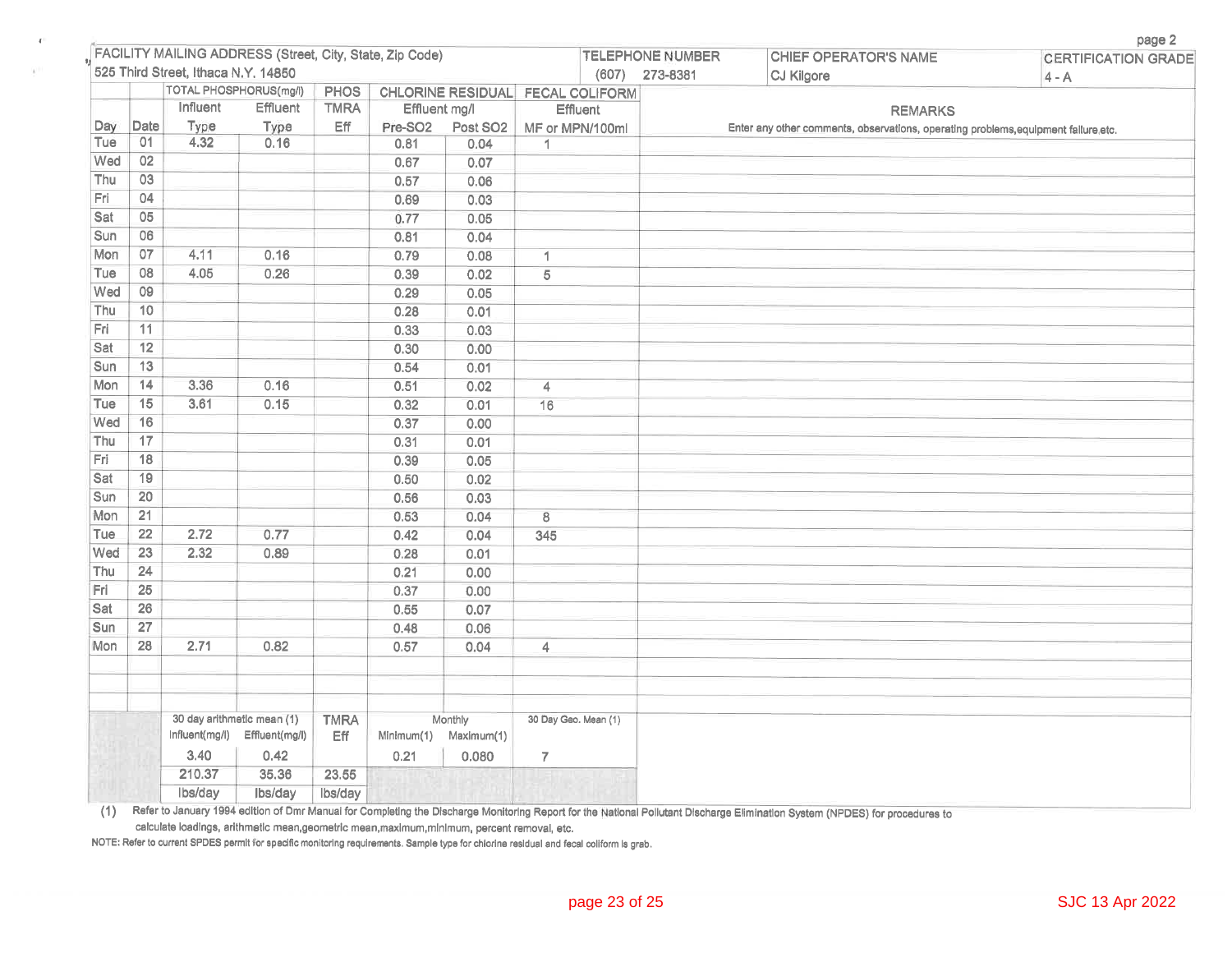page 2

| FACILITY MAILING ADDRESS (Street, City, State, Zip Code) | TELEPHONE NUMBER | CHIEF OPERATOR'S NAME | CERTIFICATION GRADE |
|---|---|---|---|
| 525 Third Street, Ithaca N.Y. 14850 | (607) 273-8381 | CJ Kilgore | 4 - A |

| | | TOTAL PHOSPHORUS(mg/l) | | PHOS | CHLORINE RESIDUAL | | FECAL COLIFORM | REMARKS |
|---|---|---|---|---|---|---|---|---|
| | | Influent | Effluent | TMRA | Effluent mg/l | | Effluent | |
| Day | Date | Type | Type | Eff | Pre-SO2 | Post SO2 | MF or MPN/100ml | Enter any other comments, observations, operating problems, equipment failure, etc. |
| Tue | 01 | 4.32 | 0.16 | | 0.81 | 0.04 | 1 | |
| Wed | 02 | | | | 0.67 | 0.07 | | |
| Thu | 03 | | | | 0.57 | 0.06 | | |
| Fri | 04 | | | | 0.69 | 0.03 | | |
| Sat | 05 | | | | 0.77 | 0.05 | | |
| Sun | 06 | | | | 0.81 | 0.04 | | |
| Mon | 07 | 4.11 | 0.16 | | 0.79 | 0.08 | 1 | |
| Tue | 08 | 4.05 | 0.26 | | 0.39 | 0.02 | 5 | |
| Wed | 09 | | | | 0.29 | 0.05 | | |
| Thu | 10 | | | | 0.28 | 0.01 | | |
| Fri | 11 | | | | 0.33 | 0.03 | | |
| Sat | 12 | | | | 0.30 | 0.00 | | |
| Sun | 13 | | | | 0.54 | 0.01 | | |
| Mon | 14 | 3.36 | 0.16 | | 0.51 | 0.02 | 4 | |
| Tue | 15 | 3.61 | 0.15 | | 0.32 | 0.01 | 16 | |
| Wed | 16 | | | | 0.37 | 0.00 | | |
| Thu | 17 | | | | 0.31 | 0.01 | | |
| Fri | 18 | | | | 0.39 | 0.05 | | |
| Sat | 19 | | | | 0.50 | 0.02 | | |
| Sun | 20 | | | | 0.56 | 0.03 | | |
| Mon | 21 | | | | 0.53 | 0.04 | 8 | |
| Tue | 22 | 2.72 | 0.77 | | 0.42 | 0.04 | 345 | |
| Wed | 23 | 2.32 | 0.89 | | 0.28 | 0.01 | | |
| Thu | 24 | | | | 0.21 | 0.00 | | |
| Fri | 25 | | | | 0.37 | 0.00 | | |
| Sat | 26 | | | | 0.55 | 0.07 | | |
| Sun | 27 | | | | 0.48 | 0.06 | | |
| Mon | 28 | 2.71 | 0.82 | | 0.57 | 0.04 | 4 | |
| | | | | | | | | |
| | | | | | | | | |
| | | | | | | | | |
| | | 30 day arithmetic mean (1) | | TMRA | Monthly | | 30 Day Geo. Mean (1) | |
| | | Influent(mg/l) | Effluent(mg/l) | Eff | Minimum(1) | Maximum(1) | | |
| | | 3.40 | 0.42 | | 0.21 | 0.080 | 7 | |
| | | 210.37 | 35.36 | 23.55 | | | | |
| | | lbs/day | lbs/day | lbs/day | | | | |

(1) Refer to January 1994 edition of Dmr Manual for Completing the Discharge Monitoring Report for the National Pollutant Discharge Elimination System (NPDES) for procedures to calculate loadings, arithmetic mean, geometric mean, maximum, minimum, percent removal, etc.

NOTE: Refer to current SPDES permit for specific monitoring requirements. Sample type for chlorine residual and fecal coliform is grab.

SJC 13 Apr 2022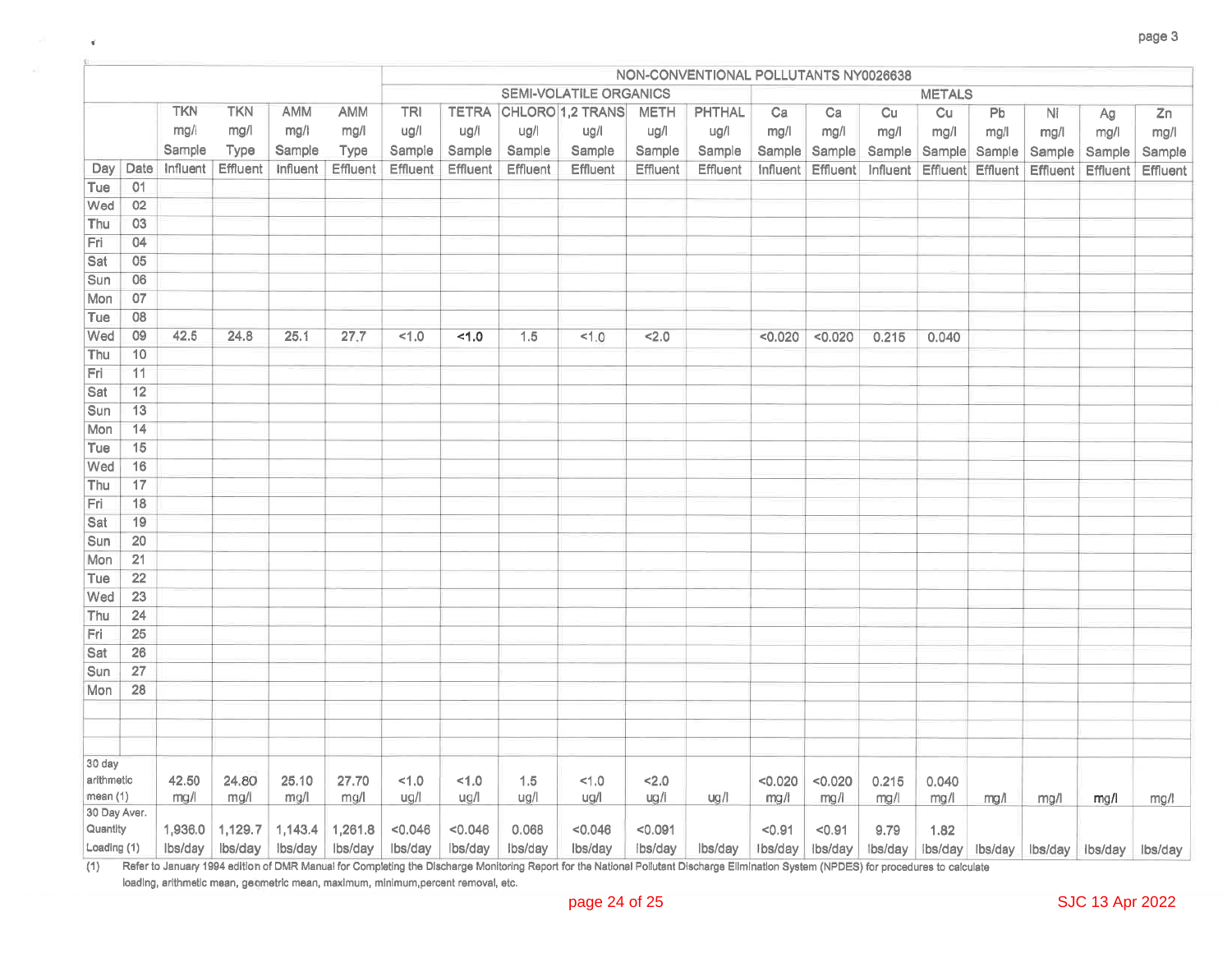| | | | | | | NON-CONVENTIONAL POLLUTANTS NY0026638 | | | | | | | | | | | | | |
|---|---|---|---|---|---|---|---|---|---|---|---|---|---|---|---|---|---|---|---|
| | | | | | | SEMI-VOLATILE ORGANICS | | | | | | METALS | | | | | | | |
| | | TKN mg/l Sample | TKN mg/l Type | AMM mg/l Sample | AMM mg/l Type | TRI ug/l Sample | TETRA ug/l Sample | CHLORO ug/l Sample | 1,2 TRANS ug/l Sample | METH ug/l Sample | PHTHAL ug/l Sample | Ca mg/l Sample | Ca mg/l Sample | Cu mg/l Sample | Cu mg/l Sample | Pb mg/l Sample | Ni mg/l Sample | Ag mg/l Sample | Zn mg/l Sample |
| Day | Date | Influent | Effluent | Influent | Effluent | Effluent | Effluent | Effluent | Effluent | Effluent | Effluent | Influent | Effluent | Influent | Effluent | Effluent | Effluent | Effluent | Effluent |
| Tue | 01 | | | | | | | | | | | | | | | | | | |
| Wed | 02 | | | | | | | | | | | | | | | | | | |
| Thu | 03 | | | | | | | | | | | | | | | | | | |
| Fri | 04 | | | | | | | | | | | | | | | | | | |
| Sat | 05 | | | | | | | | | | | | | | | | | | |
| Sun | 06 | | | | | | | | | | | | | | | | | | |
| Mon | 07 | | | | | | | | | | | | | | | | | | |
| Tue | 08 | | | | | | | | | | | | | | | | | | |
| Wed | 09 | 42.5 | 24.8 | 25.1 | 27.7 | <1.0 | <1.0 | 1.5 | <1.0 | <2.0 | | <0.020 | <0.020 | 0.215 | 0.040 | | | | |
| Thu | 10 | | | | | | | | | | | | | | | | | | |
| Fri | 11 | | | | | | | | | | | | | | | | | | |
| Sat | 12 | | | | | | | | | | | | | | | | | | |
| Sun | 13 | | | | | | | | | | | | | | | | | | |
| Mon | 14 | | | | | | | | | | | | | | | | | | |
| Tue | 15 | | | | | | | | | | | | | | | | | | |
| Wed | 16 | | | | | | | | | | | | | | | | | | |
| Thu | 17 | | | | | | | | | | | | | | | | | | |
| Fri | 18 | | | | | | | | | | | | | | | | | | |
| Sat | 19 | | | | | | | | | | | | | | | | | | |
| Sun | 20 | | | | | | | | | | | | | | | | | | |
| Mon | 21 | | | | | | | | | | | | | | | | | | |
| Tue | 22 | | | | | | | | | | | | | | | | | | |
| Wed | 23 | | | | | | | | | | | | | | | | | | |
| Thu | 24 | | | | | | | | | | | | | | | | | | |
| Fri | 25 | | | | | | | | | | | | | | | | | | |
| Sat | 26 | | | | | | | | | | | | | | | | | | |
| Sun | 27 | | | | | | | | | | | | | | | | | | |
| Mon | 28 | | | | | | | | | | | | | | | | | | |
| | | | | | | | | | | | | | | | | | | | |
| | | | | | | | | | | | | | | | | | | | |
| | | | | | | | | | | | | | | | | | | | |
| 30 day arithmetic mean (1) | | 42.50 mg/l | 24.80 mg/l | 25.10 mg/l | 27.70 mg/l | <1.0 ug/l | <1.0 ug/l | 1.5 ug/l | <1.0 ug/l | <2.0 ug/l | ug/l | <0.020 mg/l | <0.020 mg/l | 0.215 mg/l | 0.040 mg/l | mg/l | mg/l | mg/l | mg/l |
| 30 Day Aver. Quantity Loading (1) | | 1,936.0 lbs/day | 1,129.7 lbs/day | 1,143.4 lbs/day | 1,261.8 lbs/day | <0.046 lbs/day | <0.046 lbs/day | 0.068 lbs/day | <0.046 lbs/day | <0.091 lbs/day | lbs/day | <0.91 lbs/day | <0.91 lbs/day | 9.79 lbs/day | 1.82 lbs/day | lbs/day | lbs/day | lbs/day | lbs/day |

(1) Refer to January 1994 edition of DMR Manual for Completing the Discharge Monitoring Report for the National Pollutant Discharge Elimination System (NPDES) for procedures to calculate loading, arithmetic mean, geometric mean, maximum, minimum, percent removal, etc.

SJC 13 Apr 2022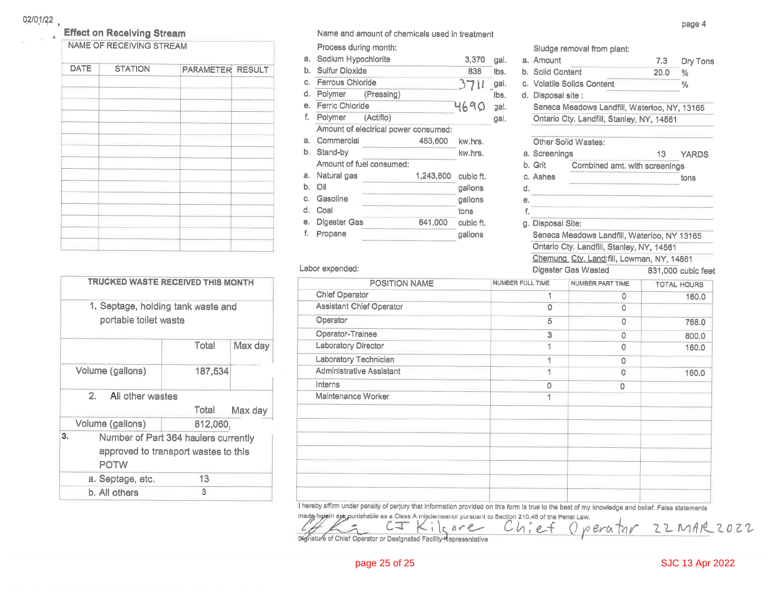02/01/22

## Effect on Receiving Stream

NAME OF RECEIVING STREAM

| DATE | STATION | PARAMETER | RESULT |
|---|---|---|---|
| | | | |
| | | | |
| | | | |
| | | | |
| | | | |
| | | | |
| | | | |
| | | | |
| | | | |
| | | | |
| | | | |
| | | | |
| | | | |
| | | | |
| | | | |

**TRUCKED WASTE RECEIVED THIS MONTH**

1. Septage, holding tank waste and portable toilet waste

| | Total | Max day |
|---|---|---|
| Volume (gallons) | 187,534 | |

2. All other wastes

| | Total | Max day |
|---|---|---|
| Volume (gallons) | 812,060 | |

3. Number of Part 364 haulers currently approved to transport wastes to this POTW

| | |
|---|---|
| a. Septage, etc. | 13 |
| b. All others | 3 |

Name and amount of chemicals used in treatment

Process during month:

| | | | |
|---|---|---|---|
| a. | Sodium Hypochlorite | 3,370 | gal. |
| b. | Sulfur Dioxide | 838 | lbs. |
| c. | Ferrous Chloride | 3711 | gal. |
| d. | Polymer (Pressing) | | lbs. |
| e. | Ferric Chloride | 4690 | gal. |
| f. | Polymer (Actiflo) | | gal. |

Amount of electrical power consumed:

| | | | |
|---|---|---|---|
| a. | Commercial | 453,600 | kw.hrs. |
| b. | Stand-by | | kw.hrs. |

Amount of fuel consumed:

| | | | |
|---|---|---|---|
| a. | Natural gas | 1,243,600 | cubic ft. |
| b. | Oil | | gallons |
| c. | Gasoline | | gallons |
| d. | Coal | | tons |
| e. | Digester Gas | 641,000 | cubic ft. |
| f. | Propane | | gallons |

Sludge removal from plant:

| | | | |
|---|---|---|---|
| a. | Amount | 7.3 | Dry Tons |
| b. | Solid Content | 20.0 | % |
| c. | Volatile Solids Content | | % |
| d. | Disposal site : | | |

Seneca Meadows Landfill, Waterloo, NY, 13165
Ontario Cty. Landfill, Stanley, NY, 14561

Other Solid Wastes:

| | | | |
|---|---|---|---|
| a. | Screenings | 13 | YARDS |
| b. | Grit | Combined amt. with screenings | |
| c. | Ashes | | tons |
| d. | | | |
| e. | | | |
| f. | | | |

g. Disposal Site:
Seneca Meadows Landfill, Waterloo, NY 13165
Ontario Cty. Landfill, Stanley, NY, 14561
Chemung Cty. Landfill, Lowman, NY, 14861

Digester Gas Wasted 831,000 cubic feet

Labor expended:

| POSITION NAME | NUMBER FULL TIME | NUMBER PART TIME | TOTAL HOURS |
|---|---|---|---|
| Chief Operator | 1 | 0 | 160.0 |
| Assistant Chief Operator | 0 | 0 | |
| Operator | 5 | 0 | 768.0 |
| Operator-Trainee | 3 | 0 | 800.0 |
| Laboratory Director | 1 | 0 | 160.0 |
| Laboratory Technician | 1 | 0 | |
| Administrative Assistant | 1 | 0 | 160.0 |
| Interns | 0 | 0 | |
| Maintenance Worker | 1 | | |
| | | | |
| | | | |
| | | | |
| | | | |
| | | | |
| | | | |

I hereby affirm under penalty of perjury that information provided on this form is true to the best of my knowledge and belief. False statements made herein are punishable as a Class A misdemeanor pursuant to Section 210.45 of the Penal Law.

CJ Kilgore Chief Operator 22 MAR 2022

Signature of Chief Operator or Designated Facility Representative

SJC 13 Apr 2022